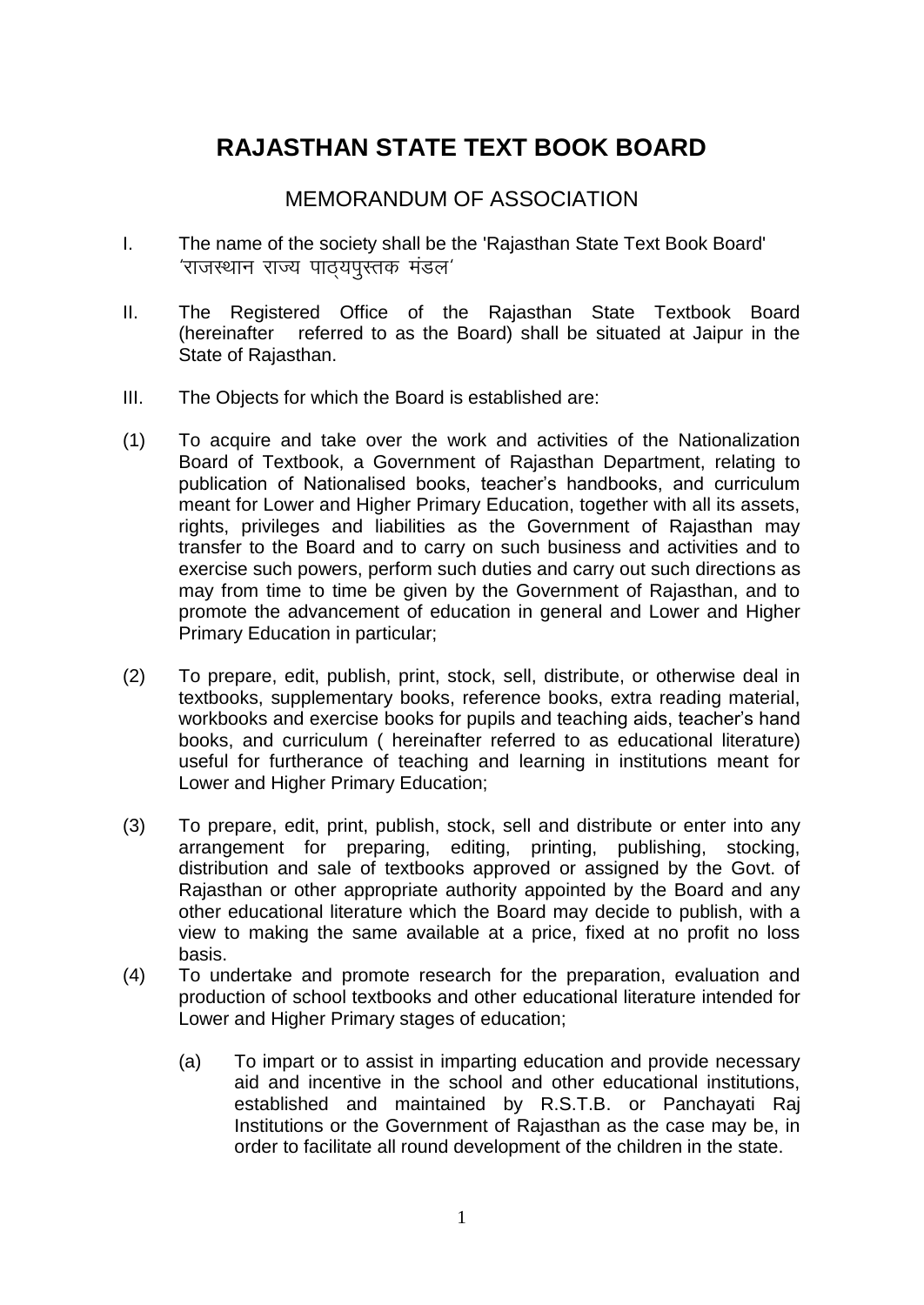# RAJASTHAN STATE TEXT BOOK BOARD

## MEMORANDUM OF ASSOCIATION

I. The name of the society shall be the 'Rajasthan State Text Book Board' 'राजस्थान राज्य पाठ्यपुस्तक मंडल'

II. The Registered Office of the Rajasthan State Textbook Board (hereinafter referred to as the Board) shall be situated at Jaipur in the State of Rajasthan.

III. The Objects for which the Board is established are:

(1) To acquire and take over the work and activities of the Nationalization Board of Textbook, a Government of Rajasthan Department, relating to publication of Nationalised books, teacher's handbooks, and curriculum meant for Lower and Higher Primary Education, together with all its assets, rights, privileges and liabilities as the Government of Rajasthan may transfer to the Board and to carry on such business and activities and to exercise such powers, perform such duties and carry out such directions as may from time to time be given by the Government of Rajasthan, and to promote the advancement of education in general and Lower and Higher Primary Education in particular;

(2) To prepare, edit, publish, print, stock, sell, distribute, or otherwise deal in textbooks, supplementary books, reference books, extra reading material, workbooks and exercise books for pupils and teaching aids, teacher's hand books, and curriculum ( hereinafter referred to as educational literature) useful for furtherance of teaching and learning in institutions meant for Lower and Higher Primary Education;

(3) To prepare, edit, print, publish, stock, sell and distribute or enter into any arrangement for preparing, editing, printing, publishing, stocking, distribution and sale of textbooks approved or assigned by the Govt. of Rajasthan or other appropriate authority appointed by the Board and any other educational literature which the Board may decide to publish, with a view to making the same available at a price, fixed at no profit no loss basis.

(4) To undertake and promote research for the preparation, evaluation and production of school textbooks and other educational literature intended for Lower and Higher Primary stages of education;

   (a) To impart or to assist in imparting education and provide necessary aid and incentive in the school and other educational institutions, established and maintained by R.S.T.B. or Panchayati Raj Institutions or the Government of Rajasthan as the case may be, in order to facilitate all round development of the children in the state.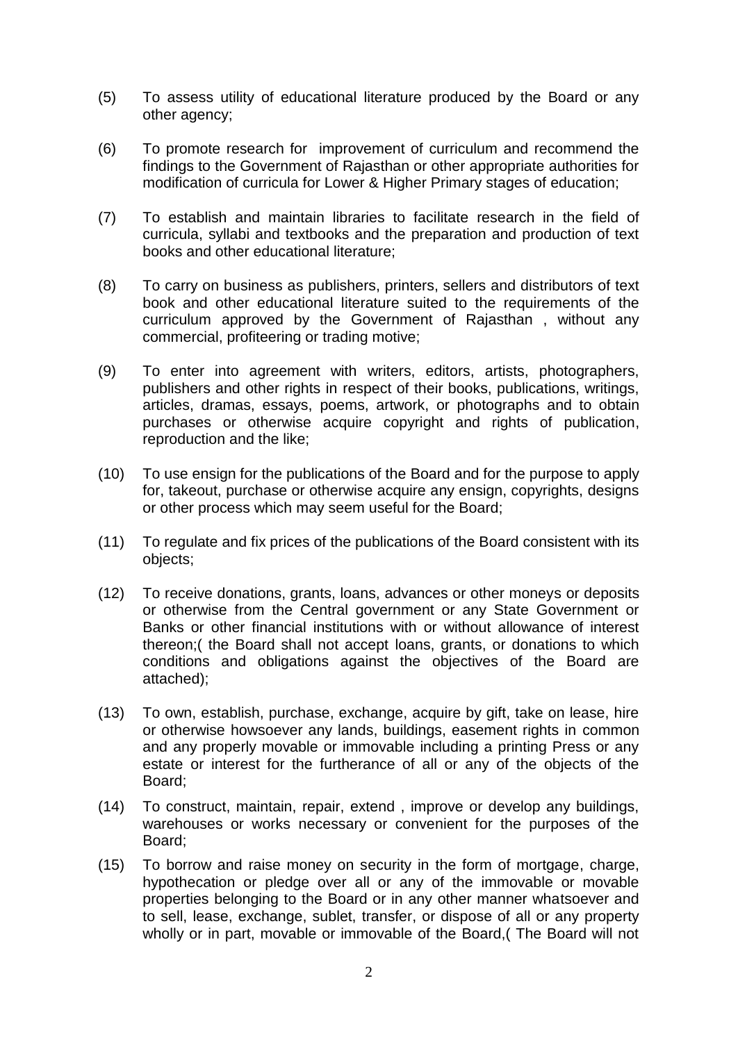(5) To assess utility of educational literature produced by the Board or any other agency;

(6) To promote research for improvement of curriculum and recommend the findings to the Government of Rajasthan or other appropriate authorities for modification of curricula for Lower & Higher Primary stages of education;

(7) To establish and maintain libraries to facilitate research in the field of curricula, syllabi and textbooks and the preparation and production of text books and other educational literature;

(8) To carry on business as publishers, printers, sellers and distributors of text book and other educational literature suited to the requirements of the curriculum approved by the Government of Rajasthan , without any commercial, profiteering or trading motive;

(9) To enter into agreement with writers, editors, artists, photographers, publishers and other rights in respect of their books, publications, writings, articles, dramas, essays, poems, artwork, or photographs and to obtain purchases or otherwise acquire copyright and rights of publication, reproduction and the like;

(10) To use ensign for the publications of the Board and for the purpose to apply for, takeout, purchase or otherwise acquire any ensign, copyrights, designs or other process which may seem useful for the Board;

(11) To regulate and fix prices of the publications of the Board consistent with its objects;

(12) To receive donations, grants, loans, advances or other moneys or deposits or otherwise from the Central government or any State Government or Banks or other financial institutions with or without allowance of interest thereon;( the Board shall not accept loans, grants, or donations to which conditions and obligations against the objectives of the Board are attached);

(13) To own, establish, purchase, exchange, acquire by gift, take on lease, hire or otherwise howsoever any lands, buildings, easement rights in common and any properly movable or immovable including a printing Press or any estate or interest for the furtherance of all or any of the objects of the Board;

(14) To construct, maintain, repair, extend , improve or develop any buildings, warehouses or works necessary or convenient for the purposes of the Board;

(15) To borrow and raise money on security in the form of mortgage, charge, hypothecation or pledge over all or any of the immovable or movable properties belonging to the Board or in any other manner whatsoever and to sell, lease, exchange, sublet, transfer, or dispose of all or any property wholly or in part, movable or immovable of the Board,( The Board will not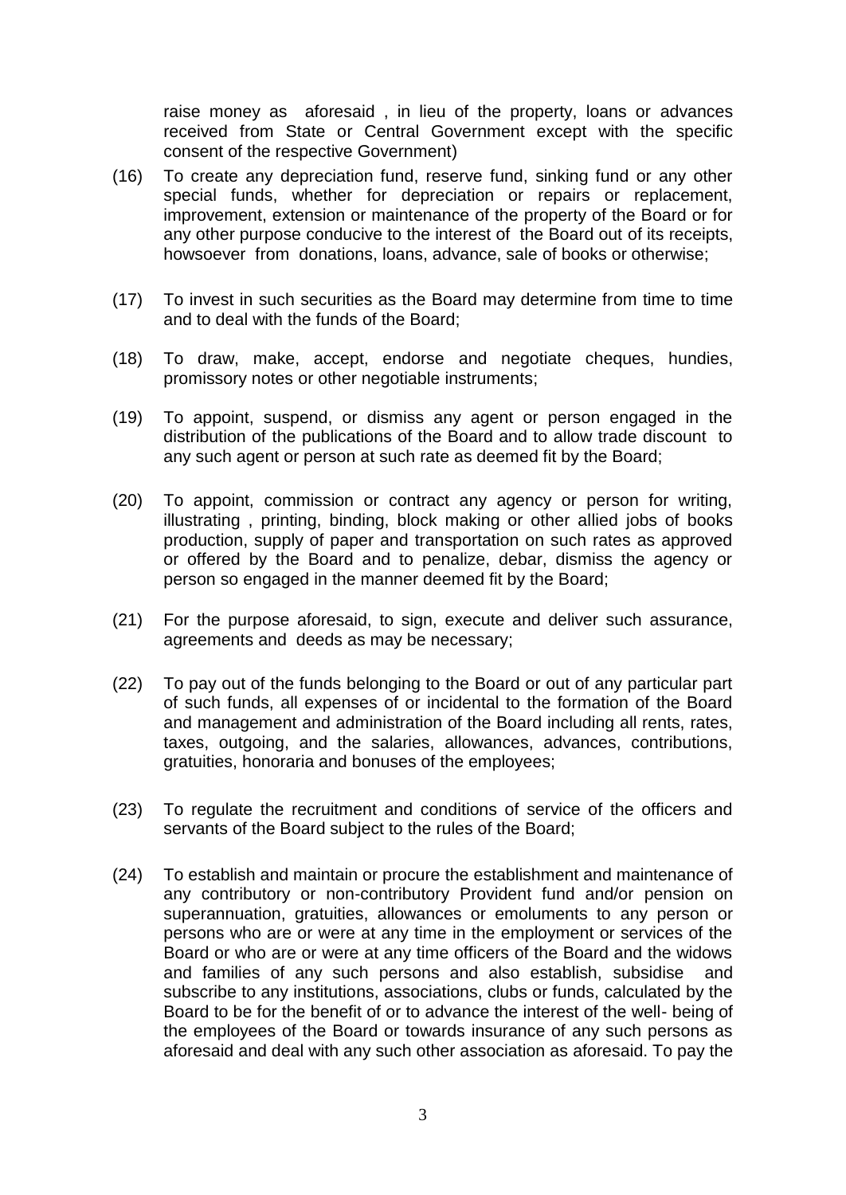raise money as aforesaid , in lieu of the property, loans or advances received from State or Central Government except with the specific consent of the respective Government)

(16) To create any depreciation fund, reserve fund, sinking fund or any other special funds, whether for depreciation or repairs or replacement, improvement, extension or maintenance of the property of the Board or for any other purpose conducive to the interest of the Board out of its receipts, howsoever from donations, loans, advance, sale of books or otherwise;

(17) To invest in such securities as the Board may determine from time to time and to deal with the funds of the Board;

(18) To draw, make, accept, endorse and negotiate cheques, hundies, promissory notes or other negotiable instruments;

(19) To appoint, suspend, or dismiss any agent or person engaged in the distribution of the publications of the Board and to allow trade discount to any such agent or person at such rate as deemed fit by the Board;

(20) To appoint, commission or contract any agency or person for writing, illustrating , printing, binding, block making or other allied jobs of books production, supply of paper and transportation on such rates as approved or offered by the Board and to penalize, debar, dismiss the agency or person so engaged in the manner deemed fit by the Board;

(21) For the purpose aforesaid, to sign, execute and deliver such assurance, agreements and deeds as may be necessary;

(22) To pay out of the funds belonging to the Board or out of any particular part of such funds, all expenses of or incidental to the formation of the Board and management and administration of the Board including all rents, rates, taxes, outgoing, and the salaries, allowances, advances, contributions, gratuities, honoraria and bonuses of the employees;

(23) To regulate the recruitment and conditions of service of the officers and servants of the Board subject to the rules of the Board;

(24) To establish and maintain or procure the establishment and maintenance of any contributory or non-contributory Provident fund and/or pension on superannuation, gratuities, allowances or emoluments to any person or persons who are or were at any time in the employment or services of the Board or who are or were at any time officers of the Board and the widows and families of any such persons and also establish, subsidise and subscribe to any institutions, associations, clubs or funds, calculated by the Board to be for the benefit of or to advance the interest of the well- being of the employees of the Board or towards insurance of any such persons as aforesaid and deal with any such other association as aforesaid. To pay the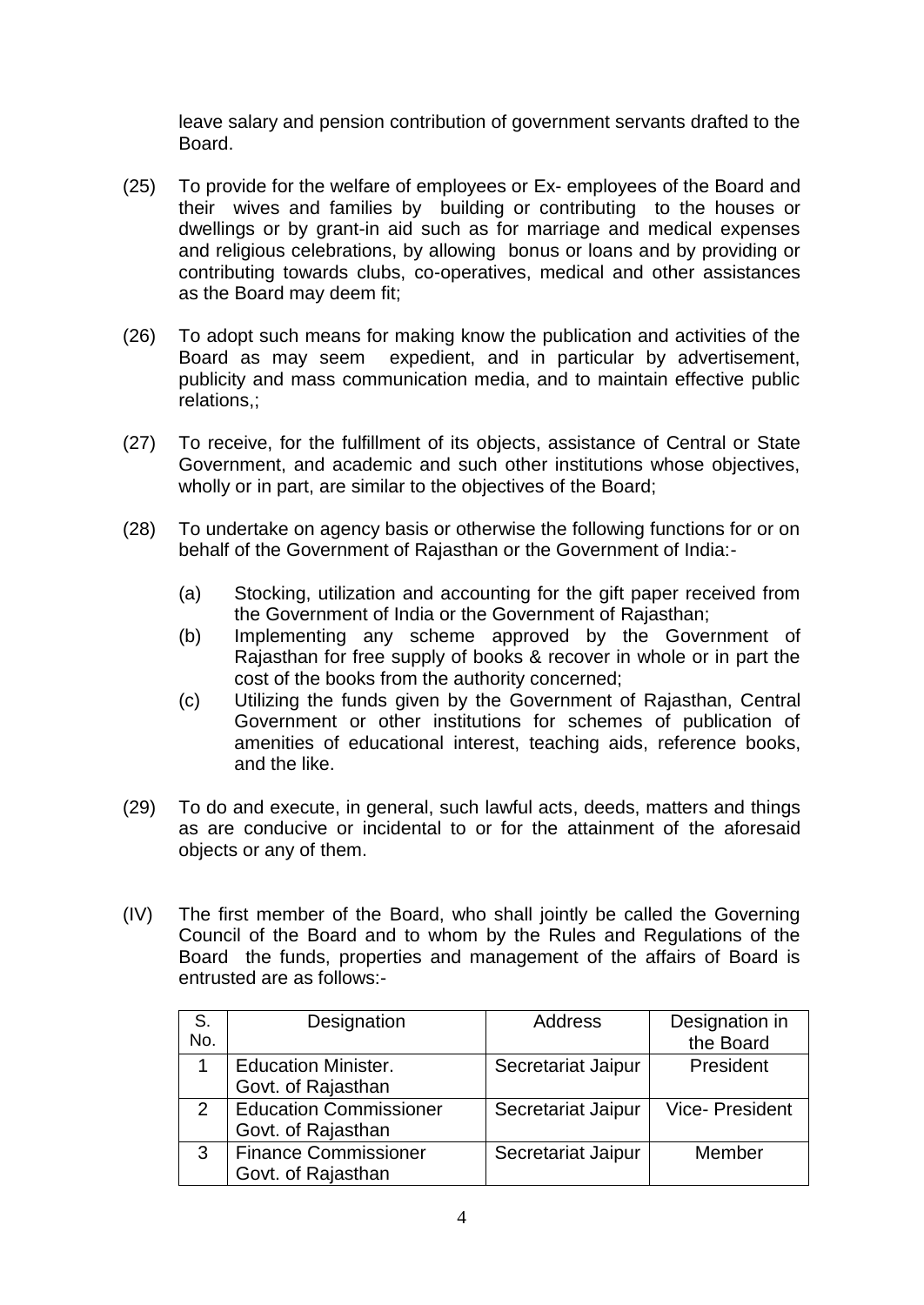leave salary and pension contribution of government servants drafted to the Board.

(25) To provide for the welfare of employees or Ex- employees of the Board and their wives and families by building or contributing to the houses or dwellings or by grant-in aid such as for marriage and medical expenses and religious celebrations, by allowing bonus or loans and by providing or contributing towards clubs, co-operatives, medical and other assistances as the Board may deem fit;

(26) To adopt such means for making know the publication and activities of the Board as may seem expedient, and in particular by advertisement, publicity and mass communication media, and to maintain effective public relations,;

(27) To receive, for the fulfillment of its objects, assistance of Central or State Government, and academic and such other institutions whose objectives, wholly or in part, are similar to the objectives of the Board;

(28) To undertake on agency basis or otherwise the following functions for or on behalf of the Government of Rajasthan or the Government of India:-

  (a) Stocking, utilization and accounting for the gift paper received from the Government of India or the Government of Rajasthan;
  (b) Implementing any scheme approved by the Government of Rajasthan for free supply of books & recover in whole or in part the cost of the books from the authority concerned;
  (c) Utilizing the funds given by the Government of Rajasthan, Central Government or other institutions for schemes of publication of amenities of educational interest, teaching aids, reference books, and the like.

(29) To do and execute, in general, such lawful acts, deeds, matters and things as are conducive or incidental to or for the attainment of the aforesaid objects or any of them.

(IV) The first member of the Board, who shall jointly be called the Governing Council of the Board and to whom by the Rules and Regulations of the Board the funds, properties and management of the affairs of Board is entrusted are as follows:-

| S. No. | Designation | Address | Designation in the Board |
|---|---|---|---|
| 1 | Education Minister. Govt. of Rajasthan | Secretariat Jaipur | President |
| 2 | Education Commissioner Govt. of Rajasthan | Secretariat Jaipur | Vice- President |
| 3 | Finance Commissioner Govt. of Rajasthan | Secretariat Jaipur | Member |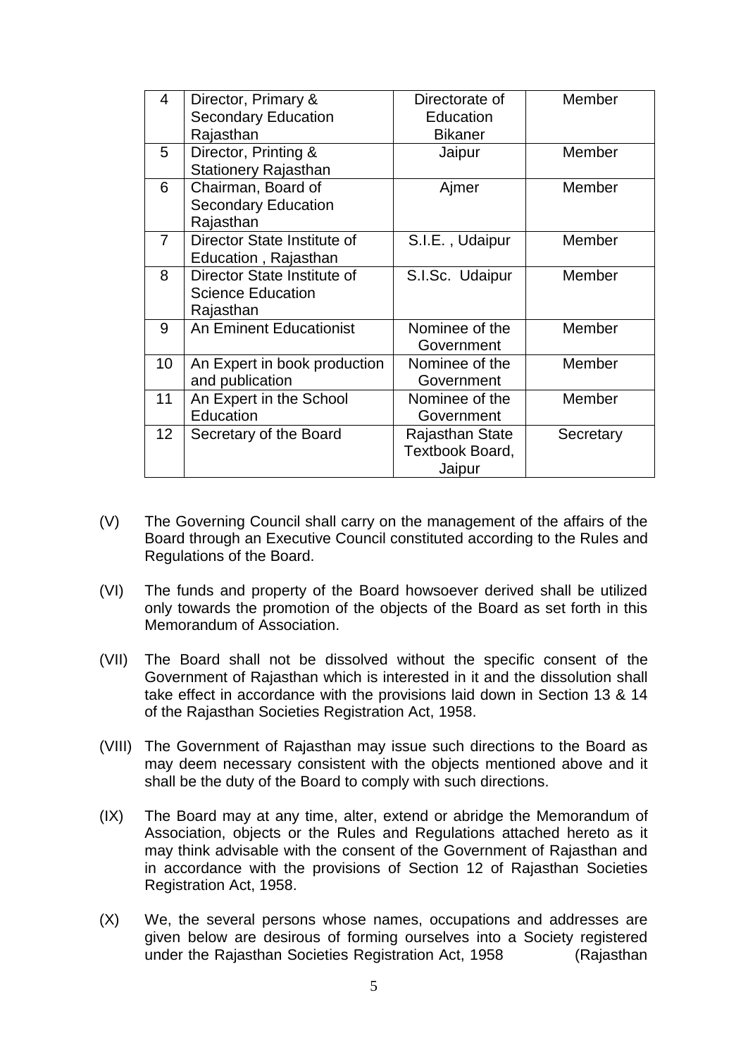| 4 | Director, Primary & Secondary Education Rajasthan | Directorate of Education Bikaner | Member |
|---|---|---|---|
| 5 | Director, Printing & Stationery Rajasthan | Jaipur | Member |
| 6 | Chairman, Board of Secondary Education Rajasthan | Ajmer | Member |
| 7 | Director State Institute of Education , Rajasthan | S.I.E. , Udaipur | Member |
| 8 | Director State Institute of Science Education Rajasthan | S.I.Sc. Udaipur | Member |
| 9 | An Eminent Educationist | Nominee of the Government | Member |
| 10 | An Expert in book production and publication | Nominee of the Government | Member |
| 11 | An Expert in the School Education | Nominee of the Government | Member |
| 12 | Secretary of the Board | Rajasthan State Textbook Board, Jaipur | Secretary |

(V) The Governing Council shall carry on the management of the affairs of the Board through an Executive Council constituted according to the Rules and Regulations of the Board.

(VI) The funds and property of the Board howsoever derived shall be utilized only towards the promotion of the objects of the Board as set forth in this Memorandum of Association.

(VII) The Board shall not be dissolved without the specific consent of the Government of Rajasthan which is interested in it and the dissolution shall take effect in accordance with the provisions laid down in Section 13 & 14 of the Rajasthan Societies Registration Act, 1958.

(VIII) The Government of Rajasthan may issue such directions to the Board as may deem necessary consistent with the objects mentioned above and it shall be the duty of the Board to comply with such directions.

(IX) The Board may at any time, alter, extend or abridge the Memorandum of Association, objects or the Rules and Regulations attached hereto as it may think advisable with the consent of the Government of Rajasthan and in accordance with the provisions of Section 12 of Rajasthan Societies Registration Act, 1958.

(X) We, the several persons whose names, occupations and addresses are given below are desirous of forming ourselves into a Society registered under the Rajasthan Societies Registration Act, 1958 (Rajasthan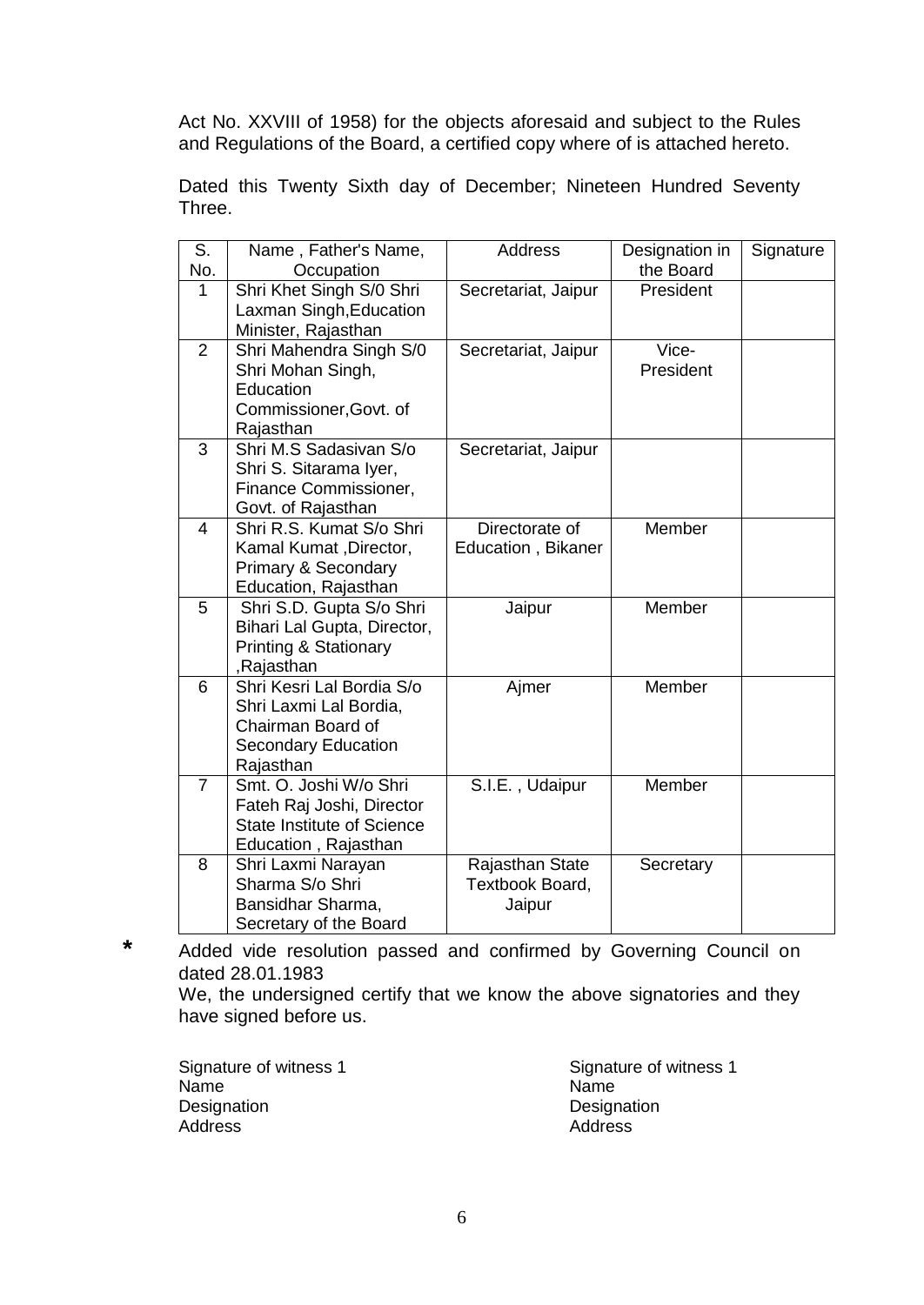Act No. XXVIII of 1958) for the objects aforesaid and subject to the Rules and Regulations of the Board, a certified copy where of is attached hereto.

Dated this Twenty Sixth day of December; Nineteen Hundred Seventy Three.

| S. No. | Name , Father's Name, Occupation | Address | Designation in the Board | Signature |
|---|---|---|---|---|
| 1 | Shri Khet Singh S/0 Shri Laxman Singh,Education Minister, Rajasthan | Secretariat, Jaipur | President | |
| 2 | Shri Mahendra Singh S/0 Shri Mohan Singh, Education Commissioner,Govt. of Rajasthan | Secretariat, Jaipur | Vice-President | |
| 3 | Shri M.S Sadasivan S/o Shri S. Sitarama Iyer, Finance Commissioner, Govt. of Rajasthan | Secretariat, Jaipur | | |
| 4 | Shri R.S. Kumat S/o Shri Kamal Kumat ,Director, Primary & Secondary Education, Rajasthan | Directorate of Education , Bikaner | Member | |
| 5 | Shri S.D. Gupta S/o Shri Bihari Lal Gupta, Director, Printing & Stationary ,Rajasthan | Jaipur | Member | |
| 6 | Shri Kesri Lal Bordia S/o Shri Laxmi Lal Bordia, Chairman Board of Secondary Education Rajasthan | Ajmer | Member | |
| 7 | Smt. O. Joshi W/o Shri Fateh Raj Joshi, Director State Institute of Science Education , Rajasthan | S.I.E. , Udaipur | Member | |
| 8 | Shri Laxmi Narayan Sharma S/o Shri Bansidhar Sharma, Secretary of the Board | Rajasthan State Textbook Board, Jaipur | Secretary | |

\* Added vide resolution passed and confirmed by Governing Council on dated 28.01.1983

We, the undersigned certify that we know the above signatories and they have signed before us.

Signature of witness 1
Name
Designation
Address

Signature of witness 1
Name
Designation
Address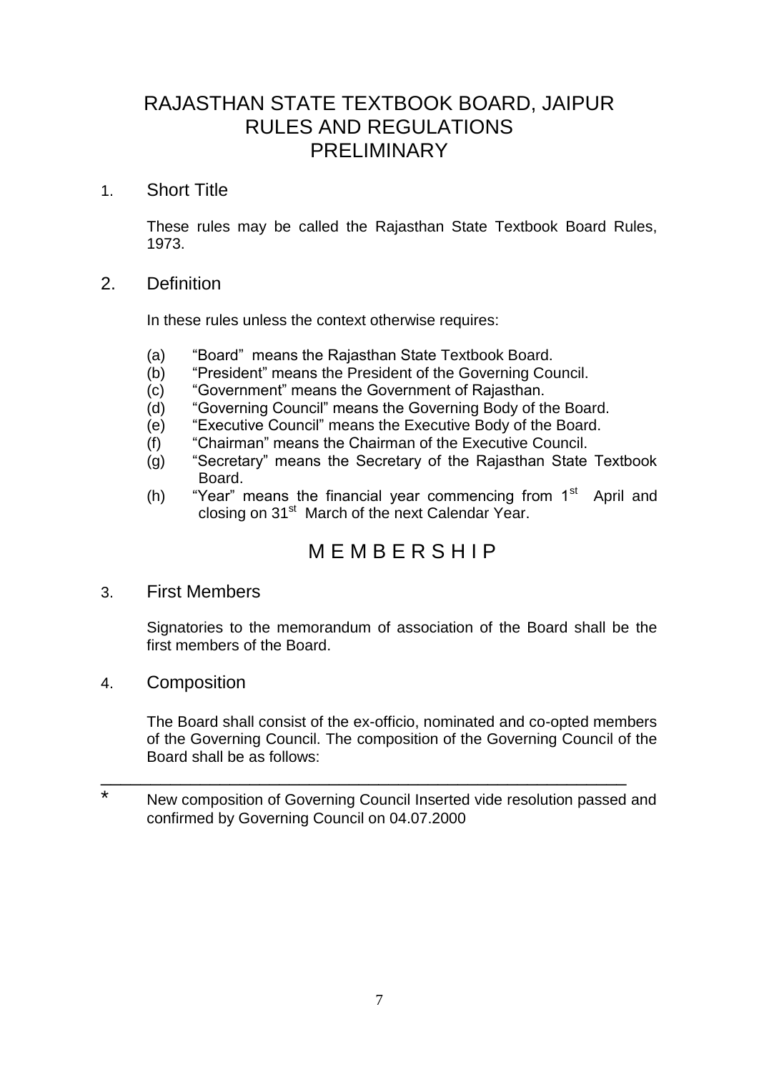# RAJASTHAN STATE TEXTBOOK BOARD, JAIPUR
# RULES AND REGULATIONS
# PRELIMINARY

## 1. Short Title

These rules may be called the Rajasthan State Textbook Board Rules, 1973.

## 2. Definition

In these rules unless the context otherwise requires:

(a) "Board" means the Rajasthan State Textbook Board.
(b) "President" means the President of the Governing Council.
(c) "Government" means the Government of Rajasthan.
(d) "Governing Council" means the Governing Body of the Board.
(e) "Executive Council" means the Executive Body of the Board.
(f) "Chairman" means the Chairman of the Executive Council.
(g) "Secretary" means the Secretary of the Rajasthan State Textbook Board.
(h) "Year" means the financial year commencing from 1st April and closing on 31st March of the next Calendar Year.

# M E M B E R S H I P

## 3. First Members

Signatories to the memorandum of association of the Board shall be the first members of the Board.

## 4. Composition

The Board shall consist of the ex-officio, nominated and co-opted members of the Governing Council. The composition of the Governing Council of the Board shall be as follows:

---

\* New composition of Governing Council Inserted vide resolution passed and confirmed by Governing Council on 04.07.2000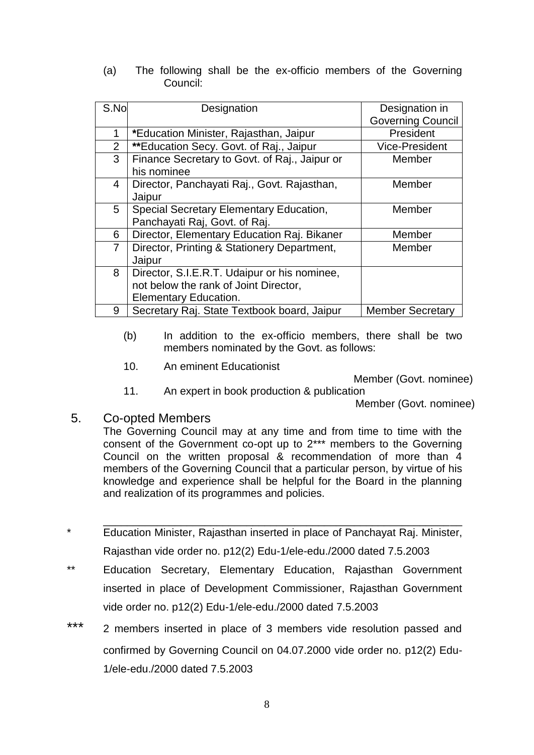(a) The following shall be the ex-officio members of the Governing Council:

| S.No | Designation | Designation in Governing Council |
|---|---|---|
| 1 | *Education Minister, Rajasthan, Jaipur | President |
| 2 | **Education Secy. Govt. of Raj., Jaipur | Vice-President |
| 3 | Finance Secretary to Govt. of Raj., Jaipur or his nominee | Member |
| 4 | Director, Panchayati Raj., Govt. Rajasthan, Jaipur | Member |
| 5 | Special Secretary Elementary Education, Panchayati Raj, Govt. of Raj. | Member |
| 6 | Director, Elementary Education Raj. Bikaner | Member |
| 7 | Director, Printing & Stationery Department, Jaipur | Member |
| 8 | Director, S.I.E.R.T. Udaipur or his nominee, not below the rank of Joint Director, Elementary Education. | |
| 9 | Secretary Raj. State Textbook board, Jaipur | Member Secretary |

(b) In addition to the ex-officio members, there shall be two members nominated by the Govt. as follows:

10. An eminent Educationist — Member (Govt. nominee)

11. An expert in book production & publication — Member (Govt. nominee)

## 5. Co-opted Members

The Governing Council may at any time and from time to time with the consent of the Government co-opt up to 2*** members to the Governing Council on the written proposal & recommendation of more than 4 members of the Governing Council that a particular person, by virtue of his knowledge and experience shall be helpful for the Board in the planning and realization of its programmes and policies.

---

\* Education Minister, Rajasthan inserted in place of Panchayat Raj. Minister, Rajasthan vide order no. p12(2) Edu-1/ele-edu./2000 dated 7.5.2003

\** Education Secretary, Elementary Education, Rajasthan Government inserted in place of Development Commissioner, Rajasthan Government vide order no. p12(2) Edu-1/ele-edu./2000 dated 7.5.2003

\*** 2 members inserted in place of 3 members vide resolution passed and confirmed by Governing Council on 04.07.2000 vide order no. p12(2) Edu-1/ele-edu./2000 dated 7.5.2003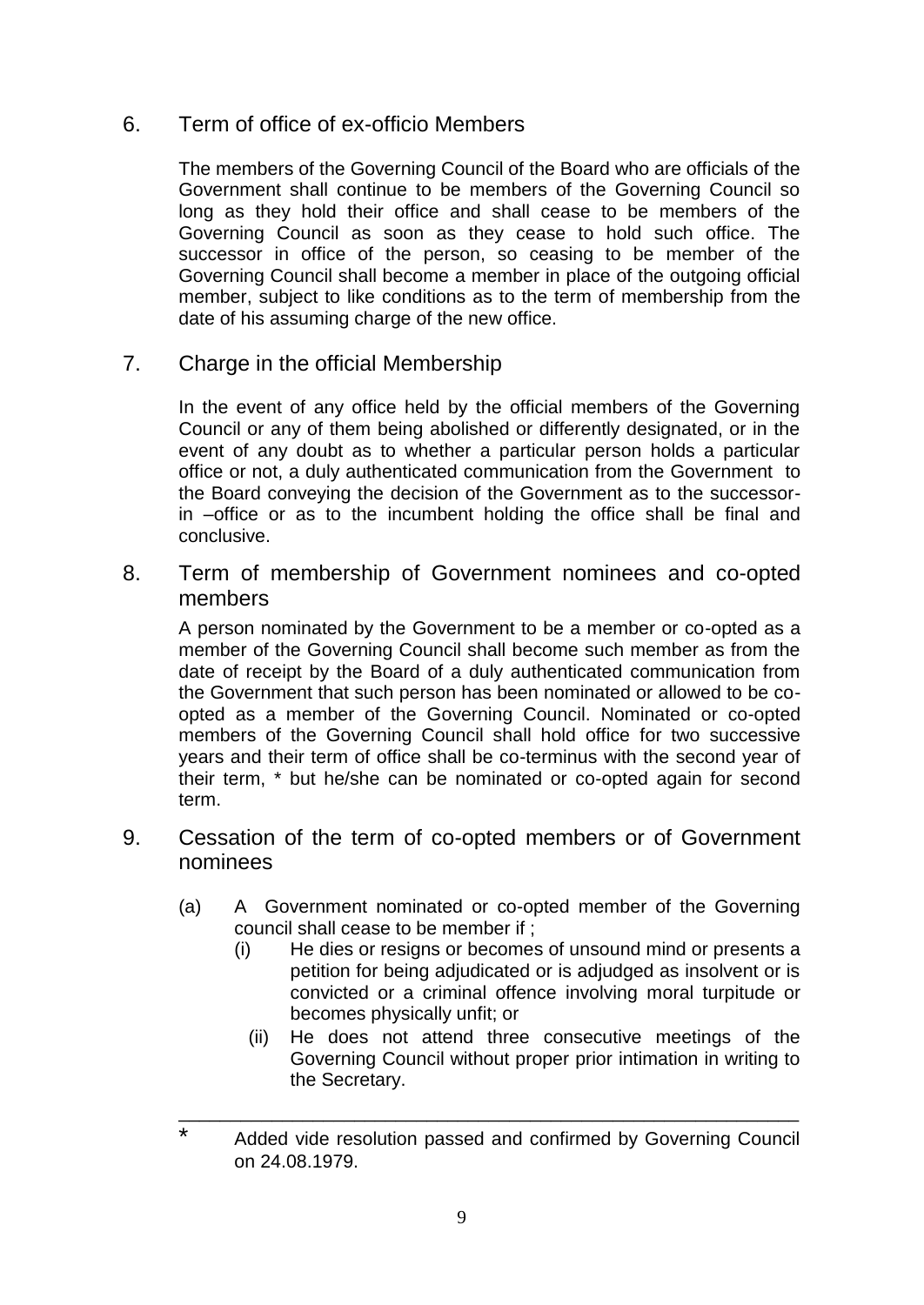## 6. Term of office of ex-officio Members

The members of the Governing Council of the Board who are officials of the Government shall continue to be members of the Governing Council so long as they hold their office and shall cease to be members of the Governing Council as soon as they cease to hold such office. The successor in office of the person, so ceasing to be member of the Governing Council shall become a member in place of the outgoing official member, subject to like conditions as to the term of membership from the date of his assuming charge of the new office.

## 7. Charge in the official Membership

In the event of any office held by the official members of the Governing Council or any of them being abolished or differently designated, or in the event of any doubt as to whether a particular person holds a particular office or not, a duly authenticated communication from the Government to the Board conveying the decision of the Government as to the successor-in –office or as to the incumbent holding the office shall be final and conclusive.

## 8. Term of membership of Government nominees and co-opted members

A person nominated by the Government to be a member or co-opted as a member of the Governing Council shall become such member as from the date of receipt by the Board of a duly authenticated communication from the Government that such person has been nominated or allowed to be co-opted as a member of the Governing Council. Nominated or co-opted members of the Governing Council shall hold office for two successive years and their term of office shall be co-terminus with the second year of their term, * but he/she can be nominated or co-opted again for second term.

## 9. Cessation of the term of co-opted members or of Government nominees

(a) A Government nominated or co-opted member of the Governing council shall cease to be member if ;

  (i) He dies or resigns or becomes of unsound mind or presents a petition for being adjudicated or is adjudged as insolvent or is convicted or a criminal offence involving moral turpitude or becomes physically unfit; or

  (ii) He does not attend three consecutive meetings of the Governing Council without proper prior intimation in writing to the Secretary.

---

\* Added vide resolution passed and confirmed by Governing Council on 24.08.1979.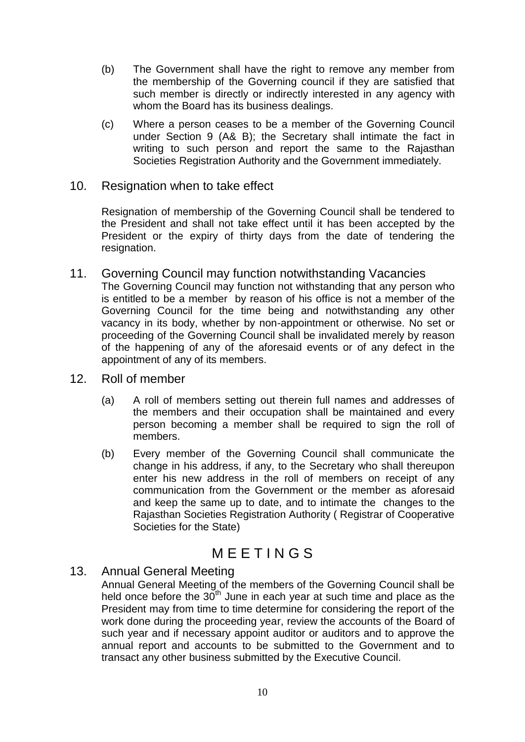(b) The Government shall have the right to remove any member from the membership of the Governing council if they are satisfied that such member is directly or indirectly interested in any agency with whom the Board has its business dealings.

(c) Where a person ceases to be a member of the Governing Council under Section 9 (A& B); the Secretary shall intimate the fact in writing to such person and report the same to the Rajasthan Societies Registration Authority and the Government immediately.

## 10. Resignation when to take effect

Resignation of membership of the Governing Council shall be tendered to the President and shall not take effect until it has been accepted by the President or the expiry of thirty days from the date of tendering the resignation.

## 11. Governing Council may function notwithstanding Vacancies

The Governing Council may function not withstanding that any person who is entitled to be a member by reason of his office is not a member of the Governing Council for the time being and notwithstanding any other vacancy in its body, whether by non-appointment or otherwise. No set or proceeding of the Governing Council shall be invalidated merely by reason of the happening of any of the aforesaid events or of any defect in the appointment of any of its members.

## 12. Roll of member

(a) A roll of members setting out therein full names and addresses of the members and their occupation shall be maintained and every person becoming a member shall be required to sign the roll of members.

(b) Every member of the Governing Council shall communicate the change in his address, if any, to the Secretary who shall thereupon enter his new address in the roll of members on receipt of any communication from the Government or the member as aforesaid and keep the same up to date, and to intimate the changes to the Rajasthan Societies Registration Authority ( Registrar of Cooperative Societies for the State)

# M E E T I N G S

## 13. Annual General Meeting

Annual General Meeting of the members of the Governing Council shall be held once before the 30th June in each year at such time and place as the President may from time to time determine for considering the report of the work done during the proceeding year, review the accounts of the Board of such year and if necessary appoint auditor or auditors and to approve the annual report and accounts to be submitted to the Government and to transact any other business submitted by the Executive Council.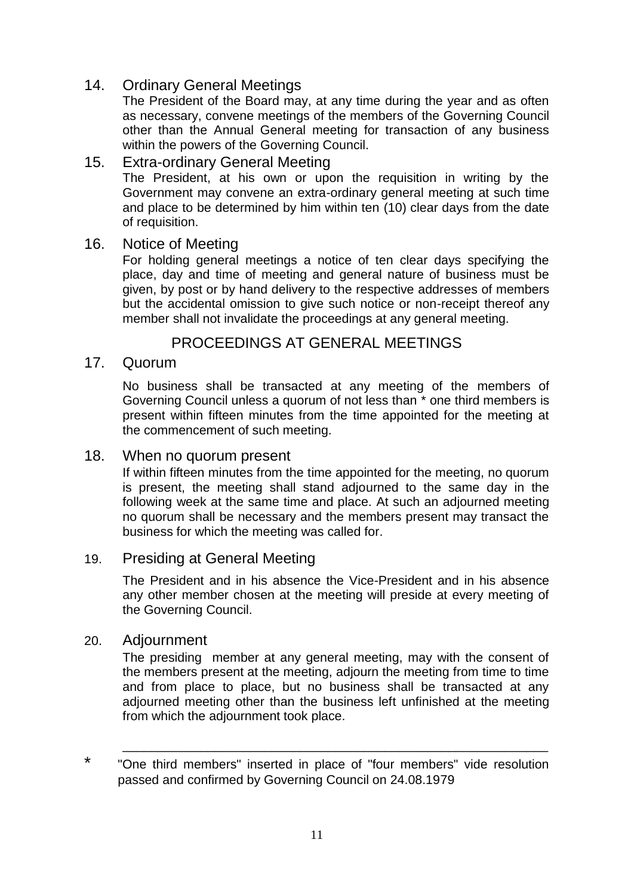## 14. Ordinary General Meetings

The President of the Board may, at any time during the year and as often as necessary, convene meetings of the members of the Governing Council other than the Annual General meeting for transaction of any business within the powers of the Governing Council.

## 15. Extra-ordinary General Meeting

The President, at his own or upon the requisition in writing by the Government may convene an extra-ordinary general meeting at such time and place to be determined by him within ten (10) clear days from the date of requisition.

## 16. Notice of Meeting

For holding general meetings a notice of ten clear days specifying the place, day and time of meeting and general nature of business must be given, by post or by hand delivery to the respective addresses of members but the accidental omission to give such notice or non-receipt thereof any member shall not invalidate the proceedings at any general meeting.

# PROCEEDINGS AT GENERAL MEETINGS

## 17. Quorum

No business shall be transacted at any meeting of the members of Governing Council unless a quorum of not less than * one third members is present within fifteen minutes from the time appointed for the meeting at the commencement of such meeting.

## 18. When no quorum present

If within fifteen minutes from the time appointed for the meeting, no quorum is present, the meeting shall stand adjourned to the same day in the following week at the same time and place. At such an adjourned meeting no quorum shall be necessary and the members present may transact the business for which the meeting was called for.

## 19. Presiding at General Meeting

The President and in his absence the Vice-President and in his absence any other member chosen at the meeting will preside at every meeting of the Governing Council.

## 20. Adjournment

The presiding member at any general meeting, may with the consent of the members present at the meeting, adjourn the meeting from time to time and from place to place, but no business shall be transacted at any adjourned meeting other than the business left unfinished at the meeting from which the adjournment took place.

---

* "One third members" inserted in place of "four members" vide resolution passed and confirmed by Governing Council on 24.08.1979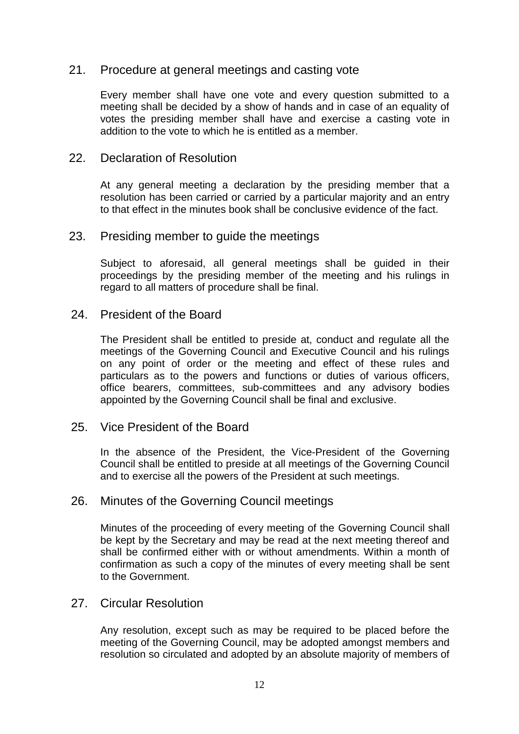## 21. Procedure at general meetings and casting vote

Every member shall have one vote and every question submitted to a meeting shall be decided by a show of hands and in case of an equality of votes the presiding member shall have and exercise a casting vote in addition to the vote to which he is entitled as a member.

## 22. Declaration of Resolution

At any general meeting a declaration by the presiding member that a resolution has been carried or carried by a particular majority and an entry to that effect in the minutes book shall be conclusive evidence of the fact.

## 23. Presiding member to guide the meetings

Subject to aforesaid, all general meetings shall be guided in their proceedings by the presiding member of the meeting and his rulings in regard to all matters of procedure shall be final.

## 24. President of the Board

The President shall be entitled to preside at, conduct and regulate all the meetings of the Governing Council and Executive Council and his rulings on any point of order or the meeting and effect of these rules and particulars as to the powers and functions or duties of various officers, office bearers, committees, sub-committees and any advisory bodies appointed by the Governing Council shall be final and exclusive.

## 25. Vice President of the Board

In the absence of the President, the Vice-President of the Governing Council shall be entitled to preside at all meetings of the Governing Council and to exercise all the powers of the President at such meetings.

## 26. Minutes of the Governing Council meetings

Minutes of the proceeding of every meeting of the Governing Council shall be kept by the Secretary and may be read at the next meeting thereof and shall be confirmed either with or without amendments. Within a month of confirmation as such a copy of the minutes of every meeting shall be sent to the Government.

## 27. Circular Resolution

Any resolution, except such as may be required to be placed before the meeting of the Governing Council, may be adopted amongst members and resolution so circulated and adopted by an absolute majority of members of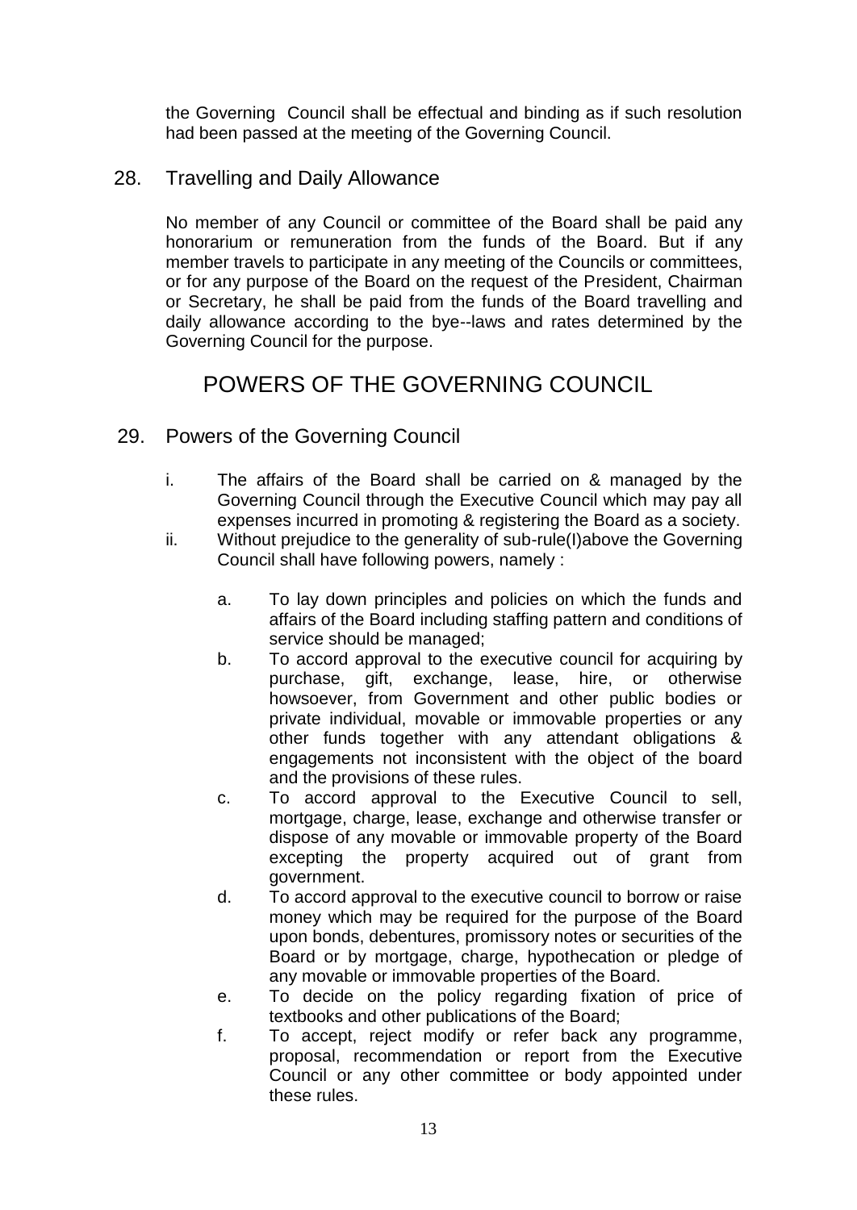the Governing Council shall be effectual and binding as if such resolution had been passed at the meeting of the Governing Council.

### 28. Travelling and Daily Allowance

No member of any Council or committee of the Board shall be paid any honorarium or remuneration from the funds of the Board. But if any member travels to participate in any meeting of the Councils or committees, or for any purpose of the Board on the request of the President, Chairman or Secretary, he shall be paid from the funds of the Board travelling and daily allowance according to the bye--laws and rates determined by the Governing Council for the purpose.

## POWERS OF THE GOVERNING COUNCIL

### 29. Powers of the Governing Council

i. The affairs of the Board shall be carried on & managed by the Governing Council through the Executive Council which may pay all expenses incurred in promoting & registering the Board as a society.

ii. Without prejudice to the generality of sub-rule(I)above the Governing Council shall have following powers, namely :

   a. To lay down principles and policies on which the funds and affairs of the Board including staffing pattern and conditions of service should be managed;
   b. To accord approval to the executive council for acquiring by purchase, gift, exchange, lease, hire, or otherwise howsoever, from Government and other public bodies or private individual, movable or immovable properties or any other funds together with any attendant obligations & engagements not inconsistent with the object of the board and the provisions of these rules.
   c. To accord approval to the Executive Council to sell, mortgage, charge, lease, exchange and otherwise transfer or dispose of any movable or immovable property of the Board excepting the property acquired out of grant from government.
   d. To accord approval to the executive council to borrow or raise money which may be required for the purpose of the Board upon bonds, debentures, promissory notes or securities of the Board or by mortgage, charge, hypothecation or pledge of any movable or immovable properties of the Board.
   e. To decide on the policy regarding fixation of price of textbooks and other publications of the Board;
   f. To accept, reject modify or refer back any programme, proposal, recommendation or report from the Executive Council or any other committee or body appointed under these rules.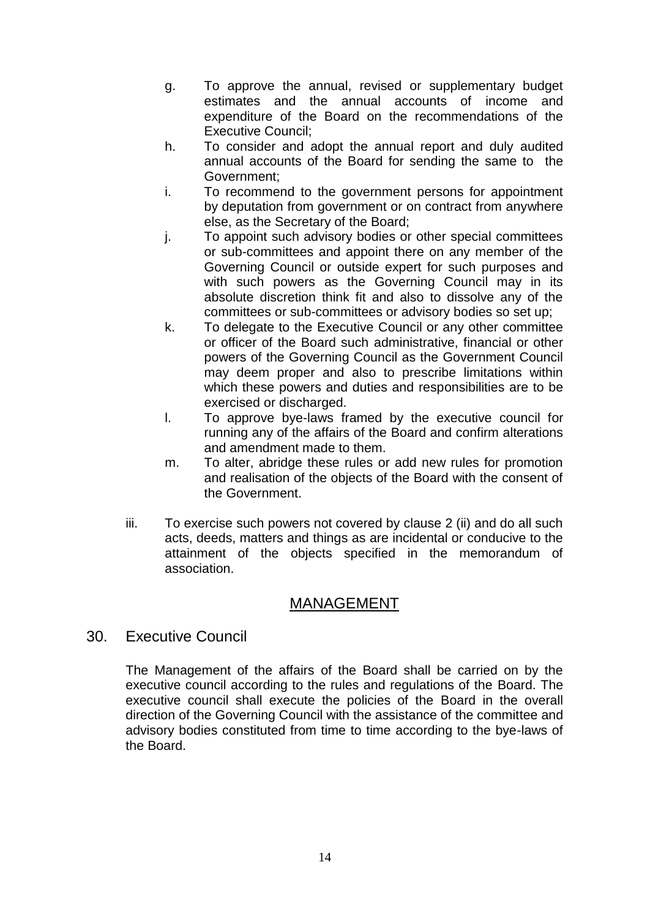g. To approve the annual, revised or supplementary budget estimates and the annual accounts of income and expenditure of the Board on the recommendations of the Executive Council;

h. To consider and adopt the annual report and duly audited annual accounts of the Board for sending the same to the Government;

i. To recommend to the government persons for appointment by deputation from government or on contract from anywhere else, as the Secretary of the Board;

j. To appoint such advisory bodies or other special committees or sub-committees and appoint there on any member of the Governing Council or outside expert for such purposes and with such powers as the Governing Council may in its absolute discretion think fit and also to dissolve any of the committees or sub-committees or advisory bodies so set up;

k. To delegate to the Executive Council or any other committee or officer of the Board such administrative, financial or other powers of the Governing Council as the Government Council may deem proper and also to prescribe limitations within which these powers and duties and responsibilities are to be exercised or discharged.

l. To approve bye-laws framed by the executive council for running any of the affairs of the Board and confirm alterations and amendment made to them.

m. To alter, abridge these rules or add new rules for promotion and realisation of the objects of the Board with the consent of the Government.

iii. To exercise such powers not covered by clause 2 (ii) and do all such acts, deeds, matters and things as are incidental or conducive to the attainment of the objects specified in the memorandum of association.

## MANAGEMENT

### 30. Executive Council

The Management of the affairs of the Board shall be carried on by the executive council according to the rules and regulations of the Board. The executive council shall execute the policies of the Board in the overall direction of the Governing Council with the assistance of the committee and advisory bodies constituted from time to time according to the bye-laws of the Board.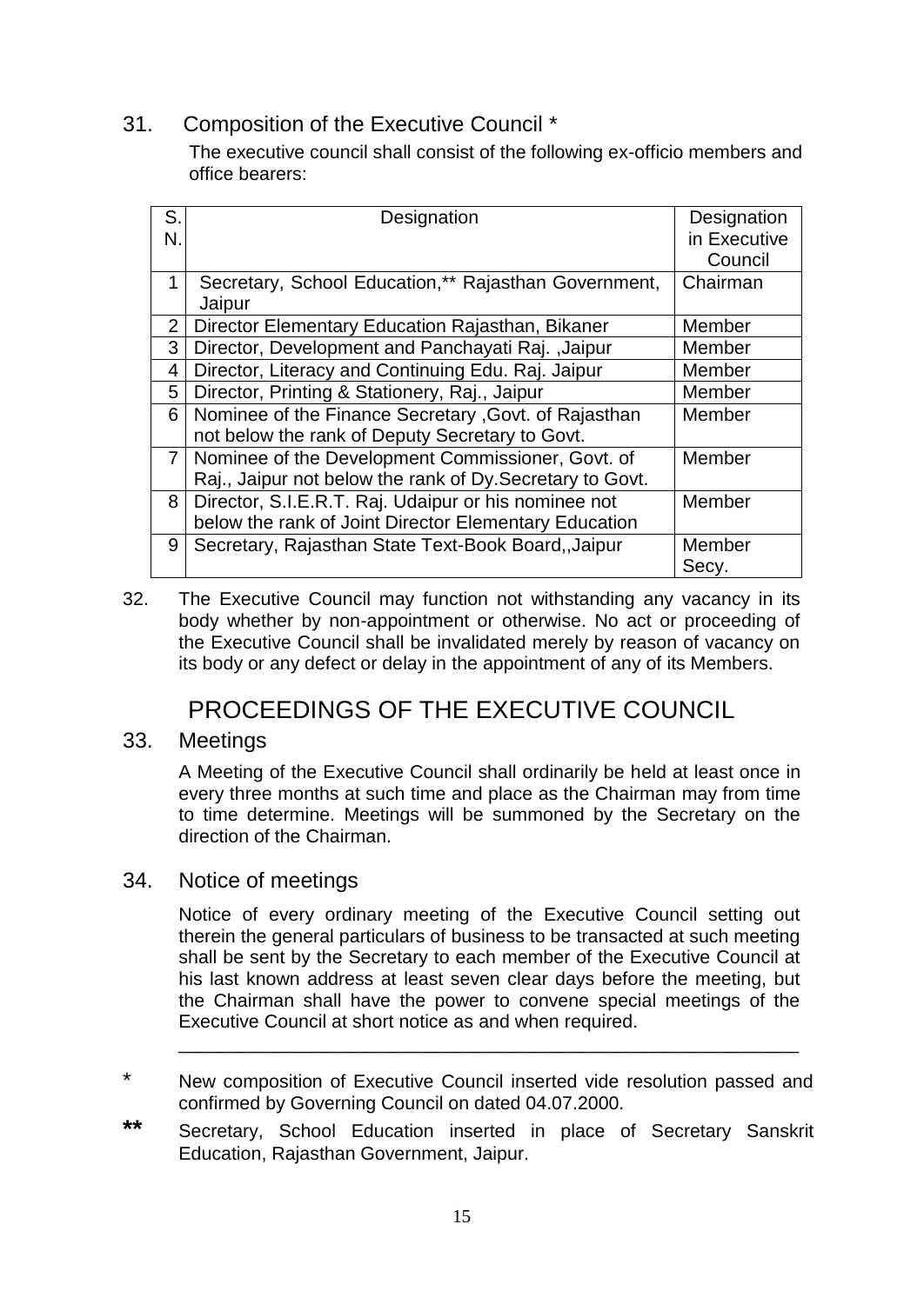## 31. Composition of the Executive Council *

The executive council shall consist of the following ex-officio members and office bearers:

| S. N. | Designation | Designation in Executive Council |
|---|---|---|
| 1 | Secretary, School Education,** Rajasthan Government, Jaipur | Chairman |
| 2 | Director Elementary Education Rajasthan, Bikaner | Member |
| 3 | Director, Development and Panchayati Raj. ,Jaipur | Member |
| 4 | Director, Literacy and Continuing Edu. Raj. Jaipur | Member |
| 5 | Director, Printing & Stationery, Raj., Jaipur | Member |
| 6 | Nominee of the Finance Secretary ,Govt. of Rajasthan not below the rank of Deputy Secretary to Govt. | Member |
| 7 | Nominee of the Development Commissioner, Govt. of Raj., Jaipur not below the rank of Dy.Secretary to Govt. | Member |
| 8 | Director, S.I.E.R.T. Raj. Udaipur or his nominee not below the rank of Joint Director Elementary Education | Member |
| 9 | Secretary, Rajasthan State Text-Book Board,,Jaipur | Member Secy. |

32. The Executive Council may function not withstanding any vacancy in its body whether by non-appointment or otherwise. No act or proceeding of the Executive Council shall be invalidated merely by reason of vacancy on its body or any defect or delay in the appointment of any of its Members.

# PROCEEDINGS OF THE EXECUTIVE COUNCIL

## 33. Meetings

A Meeting of the Executive Council shall ordinarily be held at least once in every three months at such time and place as the Chairman may from time to time determine. Meetings will be summoned by the Secretary on the direction of the Chairman.

## 34. Notice of meetings

Notice of every ordinary meeting of the Executive Council setting out therein the general particulars of business to be transacted at such meeting shall be sent by the Secretary to each member of the Executive Council at his last known address at least seven clear days before the meeting, but the Chairman shall have the power to convene special meetings of the Executive Council at short notice as and when required.

---

\* New composition of Executive Council inserted vide resolution passed and confirmed by Governing Council on dated 04.07.2000.

** Secretary, School Education inserted in place of Secretary Sanskrit Education, Rajasthan Government, Jaipur.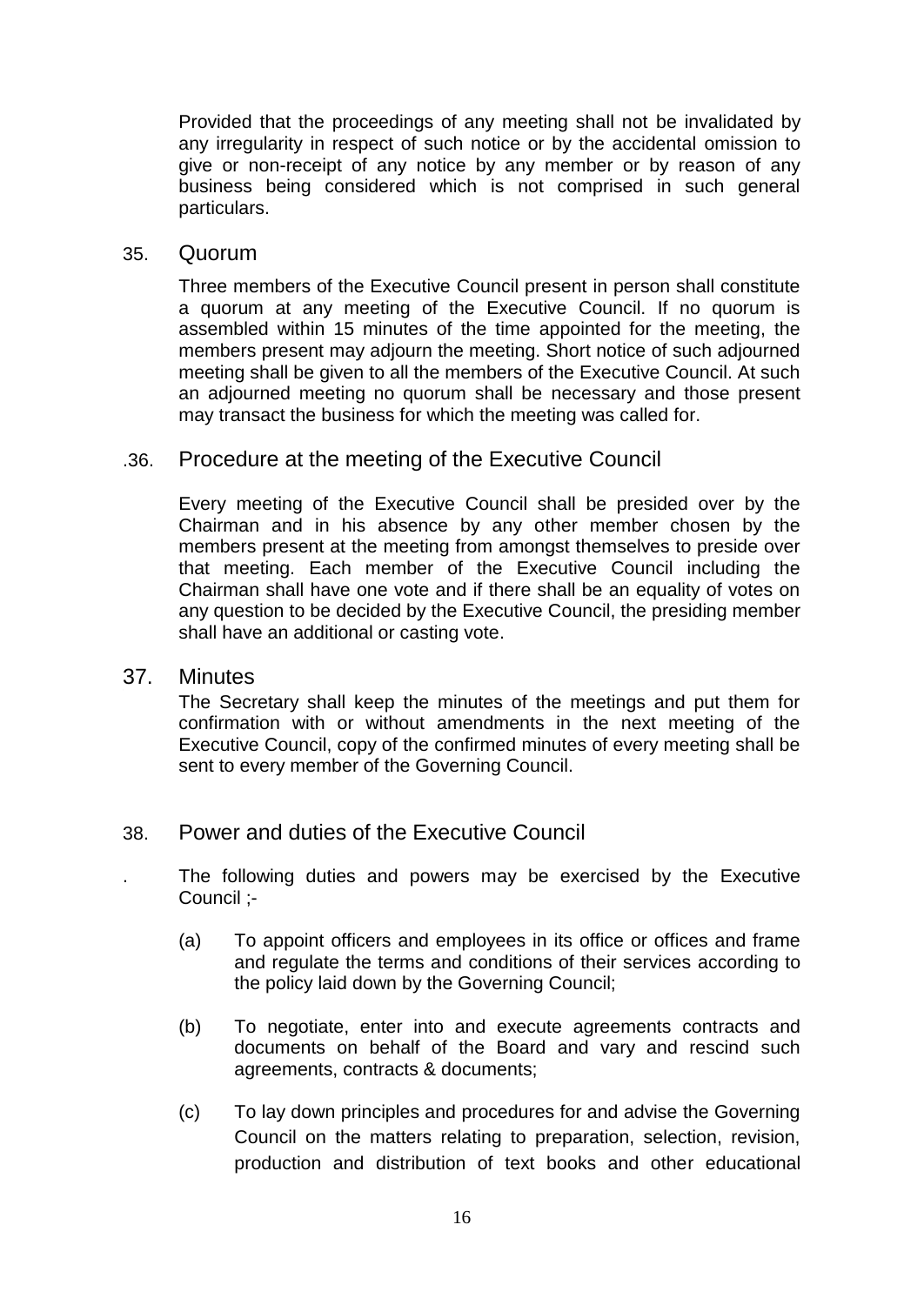Provided that the proceedings of any meeting shall not be invalidated by any irregularity in respect of such notice or by the accidental omission to give or non-receipt of any notice by any member or by reason of any business being considered which is not comprised in such general particulars.

## 35. Quorum

Three members of the Executive Council present in person shall constitute a quorum at any meeting of the Executive Council. If no quorum is assembled within 15 minutes of the time appointed for the meeting, the members present may adjourn the meeting. Short notice of such adjourned meeting shall be given to all the members of the Executive Council. At such an adjourned meeting no quorum shall be necessary and those present may transact the business for which the meeting was called for.

## .36. Procedure at the meeting of the Executive Council

Every meeting of the Executive Council shall be presided over by the Chairman and in his absence by any other member chosen by the members present at the meeting from amongst themselves to preside over that meeting. Each member of the Executive Council including the Chairman shall have one vote and if there shall be an equality of votes on any question to be decided by the Executive Council, the presiding member shall have an additional or casting vote.

## 37. Minutes

The Secretary shall keep the minutes of the meetings and put them for confirmation with or without amendments in the next meeting of the Executive Council, copy of the confirmed minutes of every meeting shall be sent to every member of the Governing Council.

## 38. Power and duties of the Executive Council

. The following duties and powers may be exercised by the Executive Council ;-

(a) To appoint officers and employees in its office or offices and frame and regulate the terms and conditions of their services according to the policy laid down by the Governing Council;

(b) To negotiate, enter into and execute agreements contracts and documents on behalf of the Board and vary and rescind such agreements, contracts & documents;

(c) To lay down principles and procedures for and advise the Governing Council on the matters relating to preparation, selection, revision, production and distribution of text books and other educational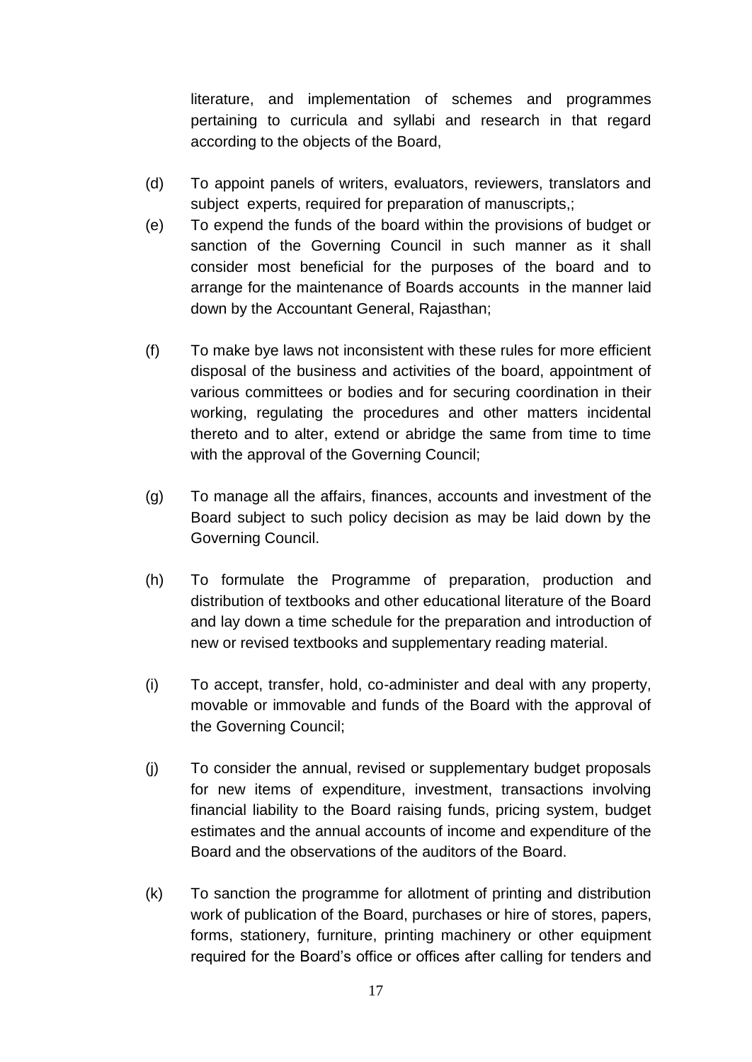literature, and implementation of schemes and programmes pertaining to curricula and syllabi and research in that regard according to the objects of the Board,

(d) To appoint panels of writers, evaluators, reviewers, translators and subject experts, required for preparation of manuscripts,;

(e) To expend the funds of the board within the provisions of budget or sanction of the Governing Council in such manner as it shall consider most beneficial for the purposes of the board and to arrange for the maintenance of Boards accounts in the manner laid down by the Accountant General, Rajasthan;

(f) To make bye laws not inconsistent with these rules for more efficient disposal of the business and activities of the board, appointment of various committees or bodies and for securing coordination in their working, regulating the procedures and other matters incidental thereto and to alter, extend or abridge the same from time to time with the approval of the Governing Council;

(g) To manage all the affairs, finances, accounts and investment of the Board subject to such policy decision as may be laid down by the Governing Council.

(h) To formulate the Programme of preparation, production and distribution of textbooks and other educational literature of the Board and lay down a time schedule for the preparation and introduction of new or revised textbooks and supplementary reading material.

(i) To accept, transfer, hold, co-administer and deal with any property, movable or immovable and funds of the Board with the approval of the Governing Council;

(j) To consider the annual, revised or supplementary budget proposals for new items of expenditure, investment, transactions involving financial liability to the Board raising funds, pricing system, budget estimates and the annual accounts of income and expenditure of the Board and the observations of the auditors of the Board.

(k) To sanction the programme for allotment of printing and distribution work of publication of the Board, purchases or hire of stores, papers, forms, stationery, furniture, printing machinery or other equipment required for the Board's office or offices after calling for tenders and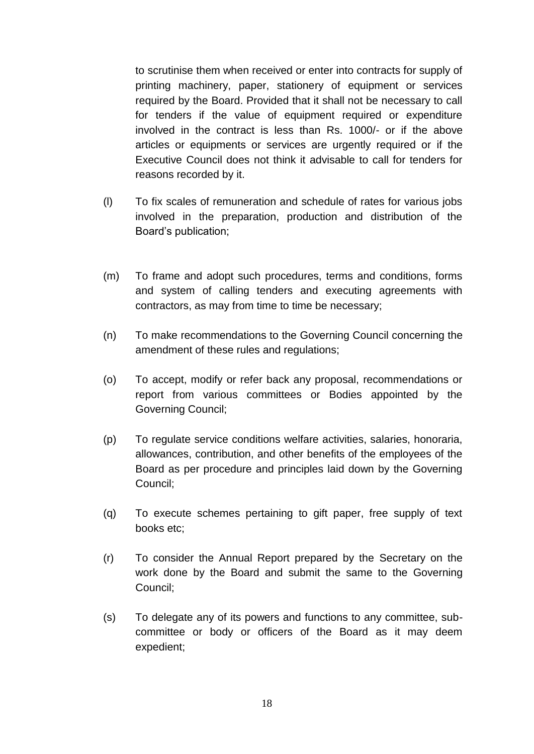to scrutinise them when received or enter into contracts for supply of printing machinery, paper, stationery of equipment or services required by the Board. Provided that it shall not be necessary to call for tenders if the value of equipment required or expenditure involved in the contract is less than Rs. 1000/- or if the above articles or equipments or services are urgently required or if the Executive Council does not think it advisable to call for tenders for reasons recorded by it.

(l) To fix scales of remuneration and schedule of rates for various jobs involved in the preparation, production and distribution of the Board's publication;

(m) To frame and adopt such procedures, terms and conditions, forms and system of calling tenders and executing agreements with contractors, as may from time to time be necessary;

(n) To make recommendations to the Governing Council concerning the amendment of these rules and regulations;

(o) To accept, modify or refer back any proposal, recommendations or report from various committees or Bodies appointed by the Governing Council;

(p) To regulate service conditions welfare activities, salaries, honoraria, allowances, contribution, and other benefits of the employees of the Board as per procedure and principles laid down by the Governing Council;

(q) To execute schemes pertaining to gift paper, free supply of text books etc;

(r) To consider the Annual Report prepared by the Secretary on the work done by the Board and submit the same to the Governing Council;

(s) To delegate any of its powers and functions to any committee, sub-committee or body or officers of the Board as it may deem expedient;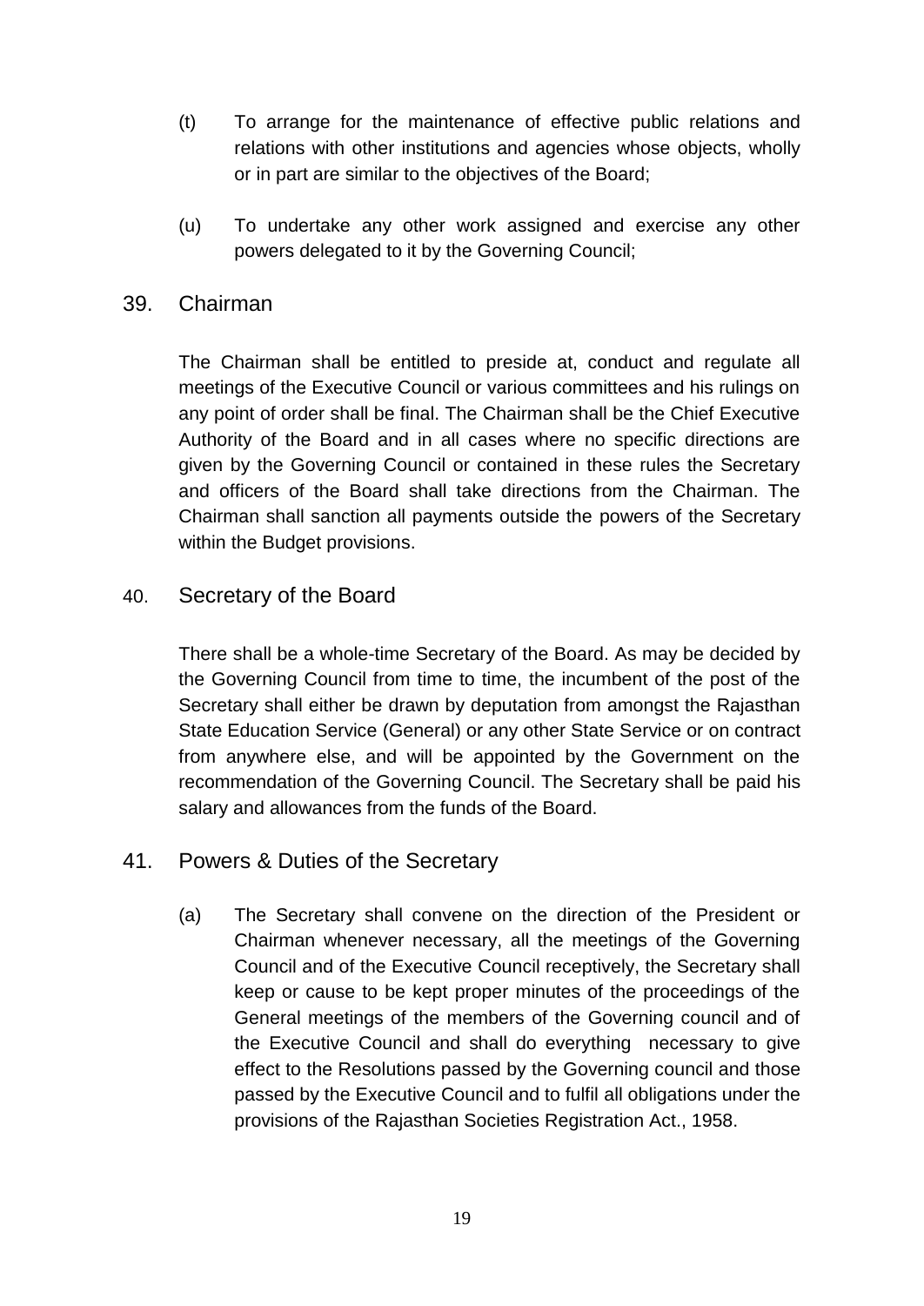(t) To arrange for the maintenance of effective public relations and relations with other institutions and agencies whose objects, wholly or in part are similar to the objectives of the Board;

(u) To undertake any other work assigned and exercise any other powers delegated to it by the Governing Council;

## 39. Chairman

The Chairman shall be entitled to preside at, conduct and regulate all meetings of the Executive Council or various committees and his rulings on any point of order shall be final. The Chairman shall be the Chief Executive Authority of the Board and in all cases where no specific directions are given by the Governing Council or contained in these rules the Secretary and officers of the Board shall take directions from the Chairman. The Chairman shall sanction all payments outside the powers of the Secretary within the Budget provisions.

## 40. Secretary of the Board

There shall be a whole-time Secretary of the Board. As may be decided by the Governing Council from time to time, the incumbent of the post of the Secretary shall either be drawn by deputation from amongst the Rajasthan State Education Service (General) or any other State Service or on contract from anywhere else, and will be appointed by the Government on the recommendation of the Governing Council. The Secretary shall be paid his salary and allowances from the funds of the Board.

## 41. Powers & Duties of the Secretary

(a) The Secretary shall convene on the direction of the President or Chairman whenever necessary, all the meetings of the Governing Council and of the Executive Council receptively, the Secretary shall keep or cause to be kept proper minutes of the proceedings of the General meetings of the members of the Governing council and of the Executive Council and shall do everything necessary to give effect to the Resolutions passed by the Governing council and those passed by the Executive Council and to fulfil all obligations under the provisions of the Rajasthan Societies Registration Act., 1958.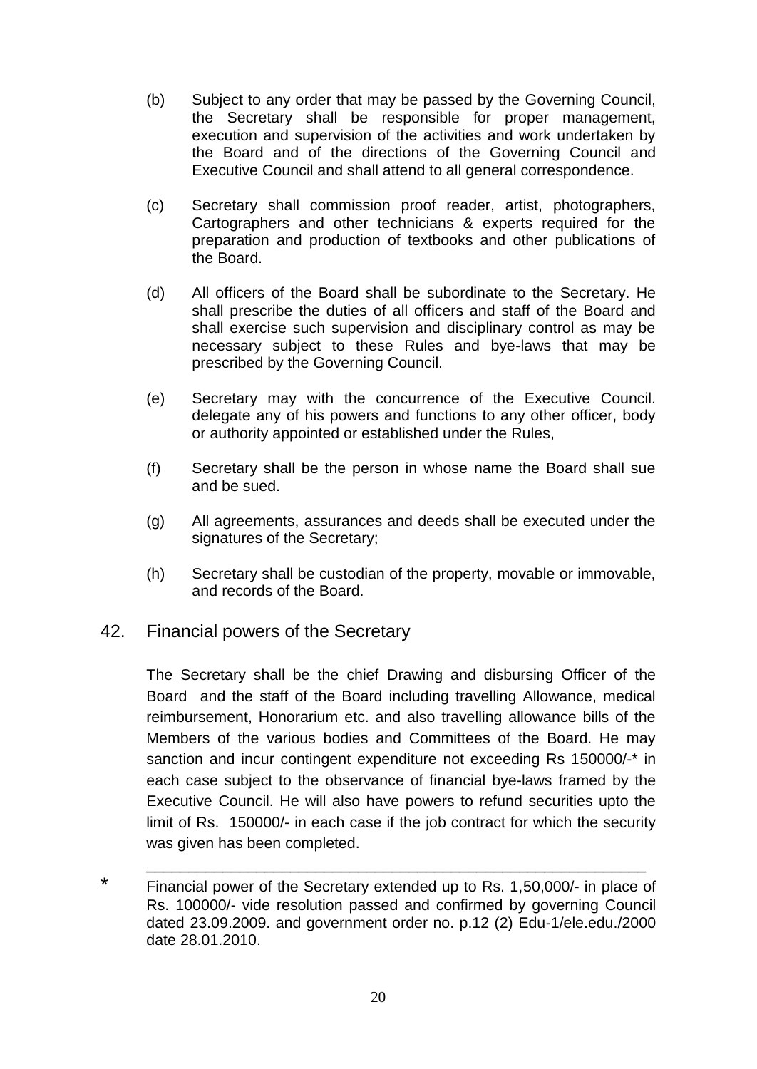(b) Subject to any order that may be passed by the Governing Council, the Secretary shall be responsible for proper management, execution and supervision of the activities and work undertaken by the Board and of the directions of the Governing Council and Executive Council and shall attend to all general correspondence.

(c) Secretary shall commission proof reader, artist, photographers, Cartographers and other technicians & experts required for the preparation and production of textbooks and other publications of the Board.

(d) All officers of the Board shall be subordinate to the Secretary. He shall prescribe the duties of all officers and staff of the Board and shall exercise such supervision and disciplinary control as may be necessary subject to these Rules and bye-laws that may be prescribed by the Governing Council.

(e) Secretary may with the concurrence of the Executive Council. delegate any of his powers and functions to any other officer, body or authority appointed or established under the Rules,

(f) Secretary shall be the person in whose name the Board shall sue and be sued.

(g) All agreements, assurances and deeds shall be executed under the signatures of the Secretary;

(h) Secretary shall be custodian of the property, movable or immovable, and records of the Board.

## 42. Financial powers of the Secretary

The Secretary shall be the chief Drawing and disbursing Officer of the Board and the staff of the Board including travelling Allowance, medical reimbursement, Honorarium etc. and also travelling allowance bills of the Members of the various bodies and Committees of the Board. He may sanction and incur contingent expenditure not exceeding Rs 150000/-* in each case subject to the observance of financial bye-laws framed by the Executive Council. He will also have powers to refund securities upto the limit of Rs. 150000/- in each case if the job contract for which the security was given has been completed.

---

\* Financial power of the Secretary extended up to Rs. 1,50,000/- in place of Rs. 100000/- vide resolution passed and confirmed by governing Council dated 23.09.2009. and government order no. p.12 (2) Edu-1/ele.edu./2000 date 28.01.2010.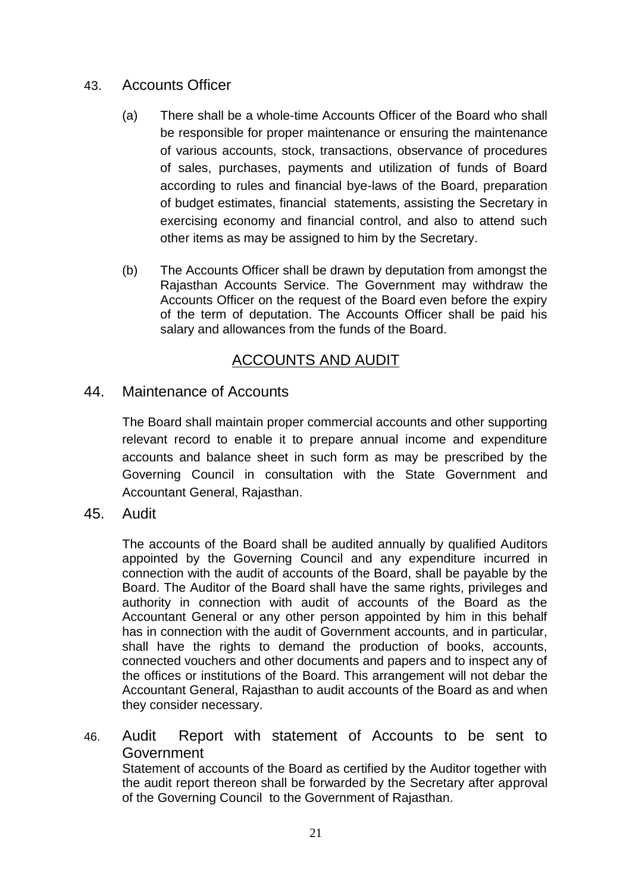## 43. Accounts Officer

(a) There shall be a whole-time Accounts Officer of the Board who shall be responsible for proper maintenance or ensuring the maintenance of various accounts, stock, transactions, observance of procedures of sales, purchases, payments and utilization of funds of Board according to rules and financial bye-laws of the Board, preparation of budget estimates, financial statements, assisting the Secretary in exercising economy and financial control, and also to attend such other items as may be assigned to him by the Secretary.

(b) The Accounts Officer shall be drawn by deputation from amongst the Rajasthan Accounts Service. The Government may withdraw the Accounts Officer on the request of the Board even before the expiry of the term of deputation. The Accounts Officer shall be paid his salary and allowances from the funds of the Board.

# ACCOUNTS AND AUDIT

## 44. Maintenance of Accounts

The Board shall maintain proper commercial accounts and other supporting relevant record to enable it to prepare annual income and expenditure accounts and balance sheet in such form as may be prescribed by the Governing Council in consultation with the State Government and Accountant General, Rajasthan.

## 45. Audit

The accounts of the Board shall be audited annually by qualified Auditors appointed by the Governing Council and any expenditure incurred in connection with the audit of accounts of the Board, shall be payable by the Board. The Auditor of the Board shall have the same rights, privileges and authority in connection with audit of accounts of the Board as the Accountant General or any other person appointed by him in this behalf has in connection with the audit of Government accounts, and in particular, shall have the rights to demand the production of books, accounts, connected vouchers and other documents and papers and to inspect any of the offices or institutions of the Board. This arrangement will not debar the Accountant General, Rajasthan to audit accounts of the Board as and when they consider necessary.

## 46. Audit Report with statement of Accounts to be sent to Government

Statement of accounts of the Board as certified by the Auditor together with the audit report thereon shall be forwarded by the Secretary after approval of the Governing Council to the Government of Rajasthan.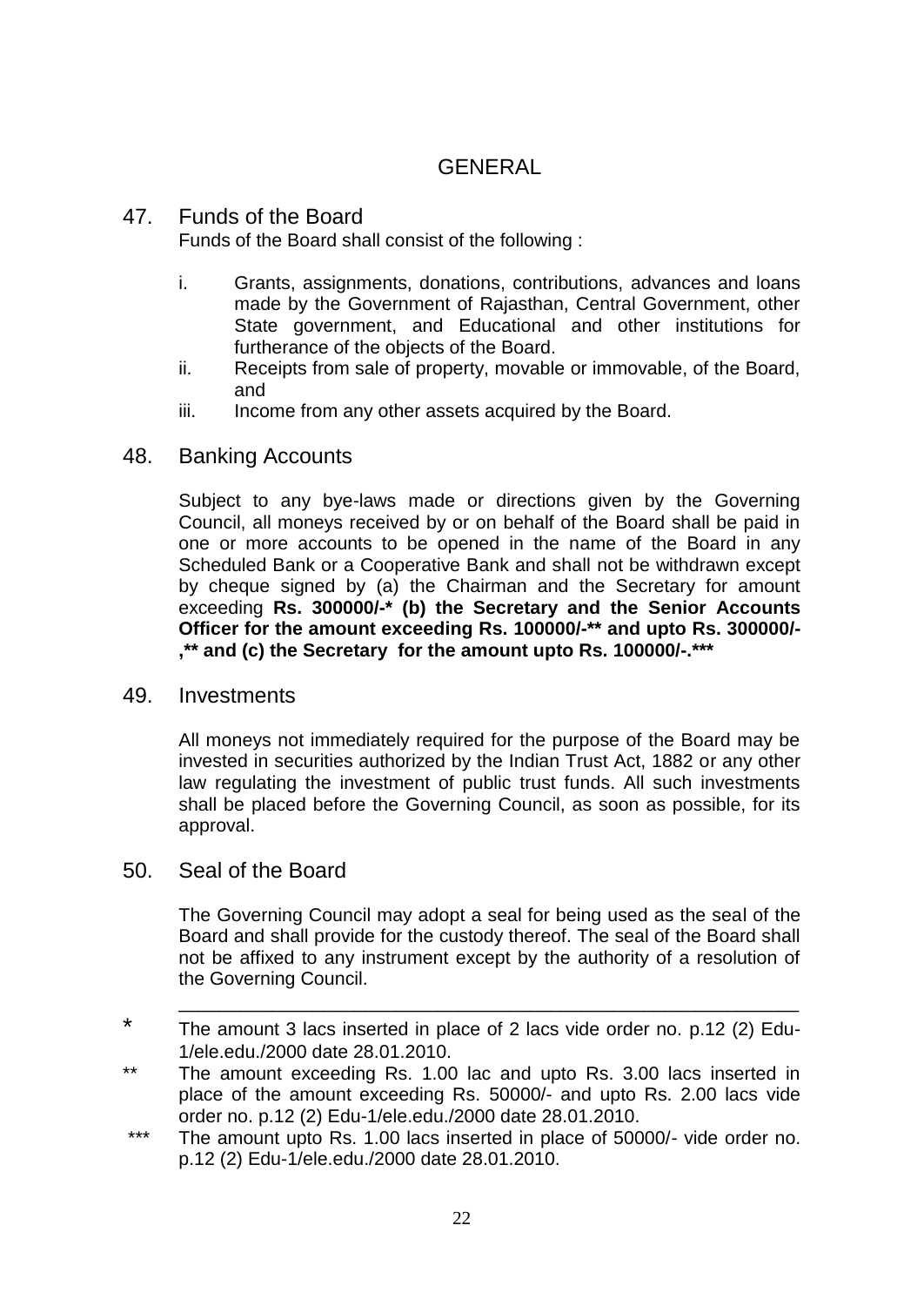# GENERAL

## 47. Funds of the Board

Funds of the Board shall consist of the following :

i. Grants, assignments, donations, contributions, advances and loans made by the Government of Rajasthan, Central Government, other State government, and Educational and other institutions for furtherance of the objects of the Board.

ii. Receipts from sale of property, movable or immovable, of the Board, and

iii. Income from any other assets acquired by the Board.

## 48. Banking Accounts

Subject to any bye-laws made or directions given by the Governing Council, all moneys received by or on behalf of the Board shall be paid in one or more accounts to be opened in the name of the Board in any Scheduled Bank or a Cooperative Bank and shall not be withdrawn except by cheque signed by (a) the Chairman and the Secretary for amount exceeding **Rs. 300000/-* (b) the Secretary and the Senior Accounts Officer for the amount exceeding Rs. 100000/-** and upto Rs. 300000/-,** and (c) the Secretary for the amount upto Rs. 100000/-.***

## 49. Investments

All moneys not immediately required for the purpose of the Board may be invested in securities authorized by the Indian Trust Act, 1882 or any other law regulating the investment of public trust funds. All such investments shall be placed before the Governing Council, as soon as possible, for its approval.

## 50. Seal of the Board

The Governing Council may adopt a seal for being used as the seal of the Board and shall provide for the custody thereof. The seal of the Board shall not be affixed to any instrument except by the authority of a resolution of the Governing Council.

---

\* The amount 3 lacs inserted in place of 2 lacs vide order no. p.12 (2) Edu-1/ele.edu./2000 date 28.01.2010.

\*\* The amount exceeding Rs. 1.00 lac and upto Rs. 3.00 lacs inserted in place of the amount exceeding Rs. 50000/- and upto Rs. 2.00 lacs vide order no. p.12 (2) Edu-1/ele.edu./2000 date 28.01.2010.

\*\*\* The amount upto Rs. 1.00 lacs inserted in place of 50000/- vide order no. p.12 (2) Edu-1/ele.edu./2000 date 28.01.2010.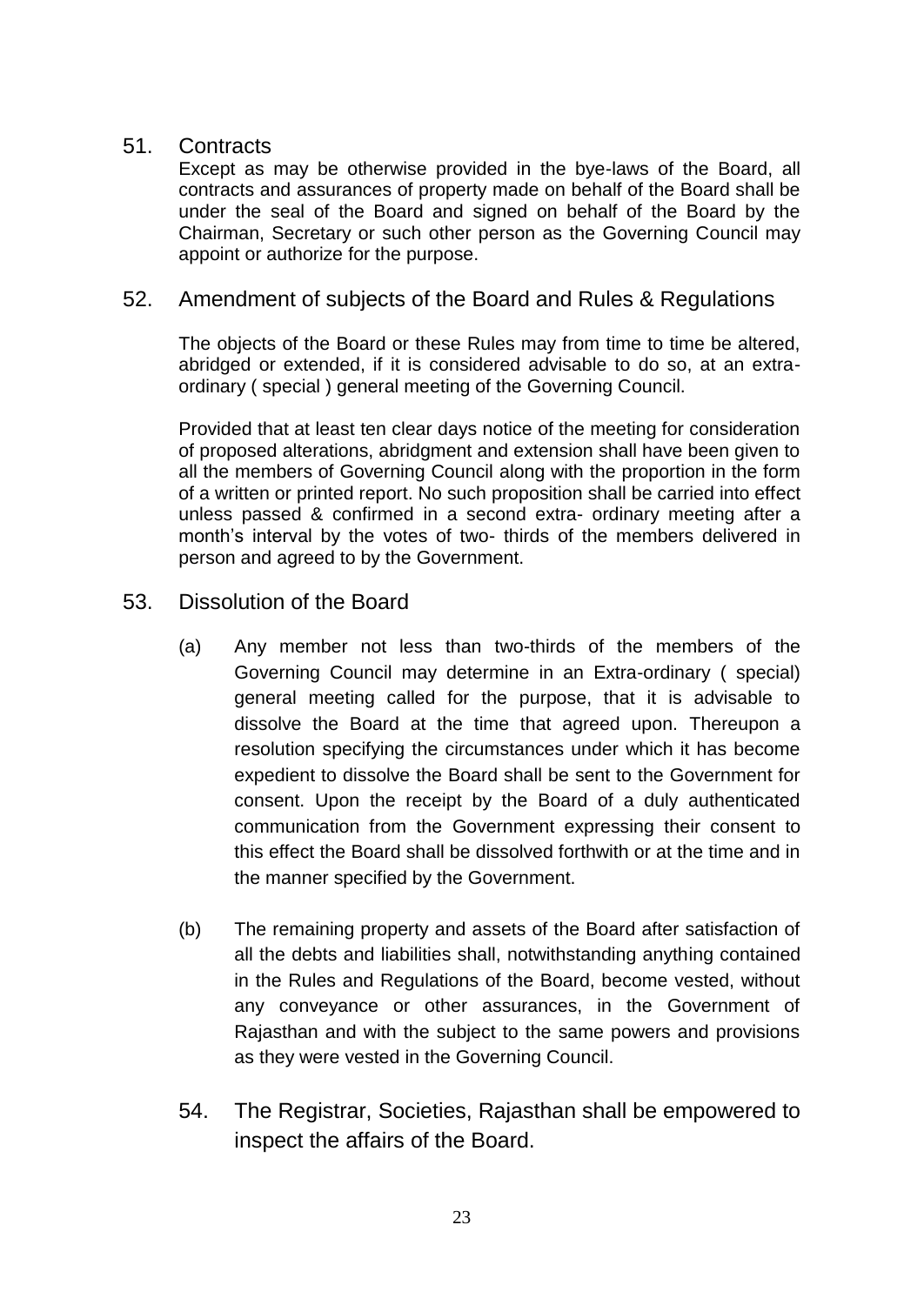## 51. Contracts

Except as may be otherwise provided in the bye-laws of the Board, all contracts and assurances of property made on behalf of the Board shall be under the seal of the Board and signed on behalf of the Board by the Chairman, Secretary or such other person as the Governing Council may appoint or authorize for the purpose.

## 52. Amendment of subjects of the Board and Rules & Regulations

The objects of the Board or these Rules may from time to time be altered, abridged or extended, if it is considered advisable to do so, at an extra-ordinary ( special ) general meeting of the Governing Council.

Provided that at least ten clear days notice of the meeting for consideration of proposed alterations, abridgment and extension shall have been given to all the members of Governing Council along with the proportion in the form of a written or printed report. No such proposition shall be carried into effect unless passed & confirmed in a second extra- ordinary meeting after a month's interval by the votes of two- thirds of the members delivered in person and agreed to by the Government.

## 53. Dissolution of the Board

(a) Any member not less than two-thirds of the members of the Governing Council may determine in an Extra-ordinary ( special) general meeting called for the purpose, that it is advisable to dissolve the Board at the time that agreed upon. Thereupon a resolution specifying the circumstances under which it has become expedient to dissolve the Board shall be sent to the Government for consent. Upon the receipt by the Board of a duly authenticated communication from the Government expressing their consent to this effect the Board shall be dissolved forthwith or at the time and in the manner specified by the Government.

(b) The remaining property and assets of the Board after satisfaction of all the debts and liabilities shall, notwithstanding anything contained in the Rules and Regulations of the Board, become vested, without any conveyance or other assurances, in the Government of Rajasthan and with the subject to the same powers and provisions as they were vested in the Governing Council.

54. The Registrar, Societies, Rajasthan shall be empowered to inspect the affairs of the Board.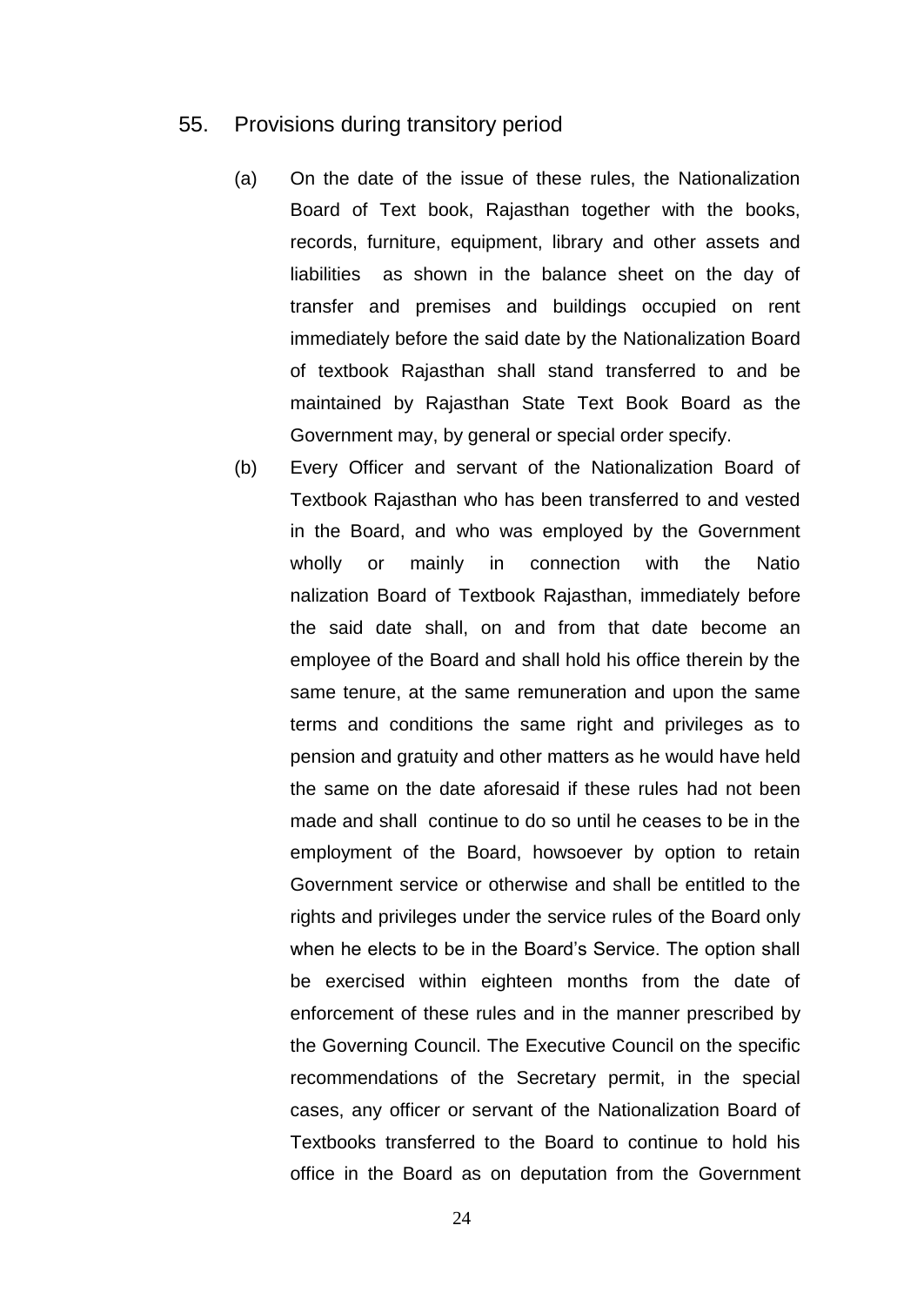## 55. Provisions during transitory period

(a) On the date of the issue of these rules, the Nationalization Board of Text book, Rajasthan together with the books, records, furniture, equipment, library and other assets and liabilities as shown in the balance sheet on the day of transfer and premises and buildings occupied on rent immediately before the said date by the Nationalization Board of textbook Rajasthan shall stand transferred to and be maintained by Rajasthan State Text Book Board as the Government may, by general or special order specify.

(b) Every Officer and servant of the Nationalization Board of Textbook Rajasthan who has been transferred to and vested in the Board, and who was employed by the Government wholly or mainly in connection with the Natio nalization Board of Textbook Rajasthan, immediately before the said date shall, on and from that date become an employee of the Board and shall hold his office therein by the same tenure, at the same remuneration and upon the same terms and conditions the same right and privileges as to pension and gratuity and other matters as he would have held the same on the date aforesaid if these rules had not been made and shall continue to do so until he ceases to be in the employment of the Board, howsoever by option to retain Government service or otherwise and shall be entitled to the rights and privileges under the service rules of the Board only when he elects to be in the Board's Service. The option shall be exercised within eighteen months from the date of enforcement of these rules and in the manner prescribed by the Governing Council. The Executive Council on the specific recommendations of the Secretary permit, in the special cases, any officer or servant of the Nationalization Board of Textbooks transferred to the Board to continue to hold his office in the Board as on deputation from the Government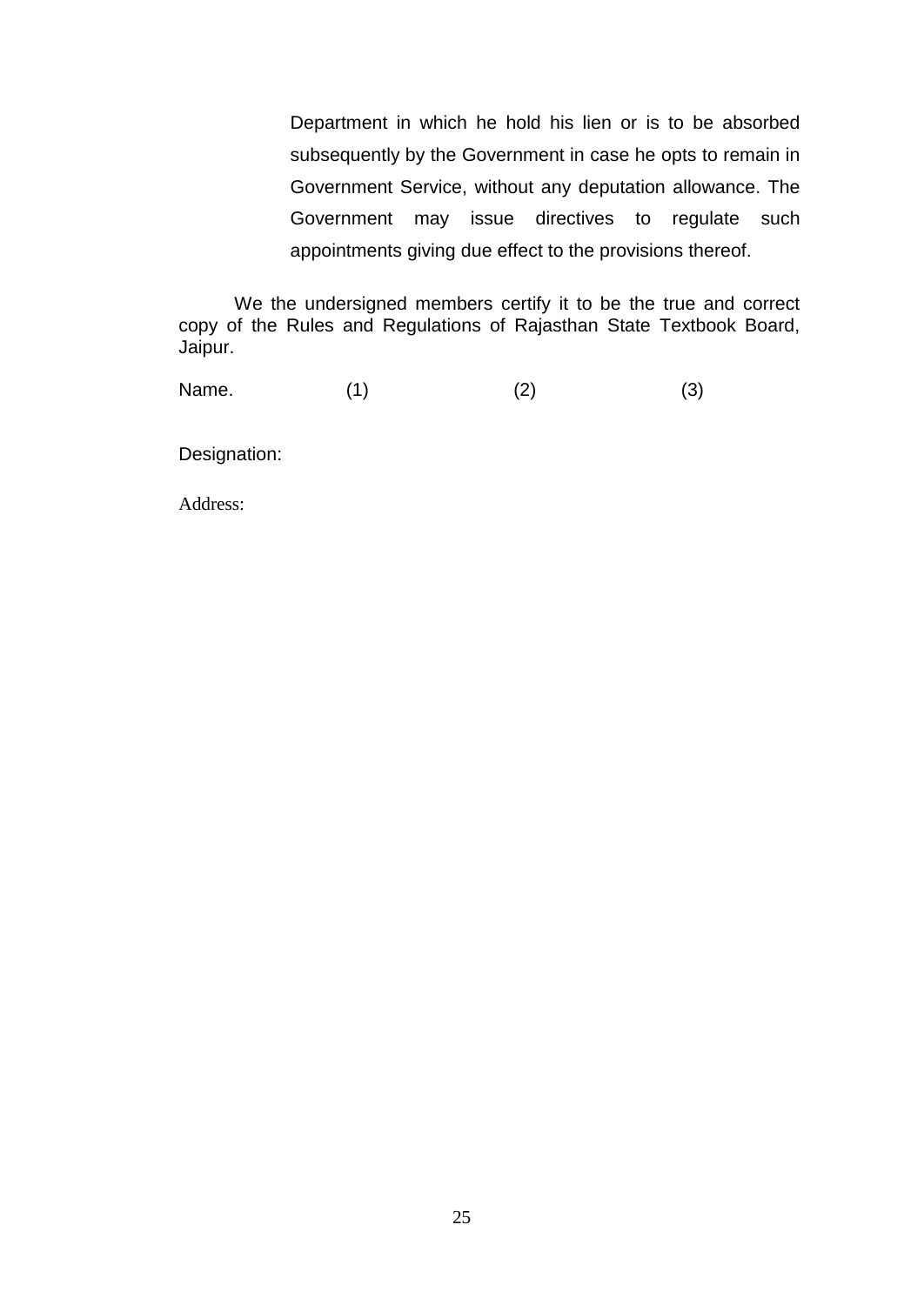Department in which he hold his lien or is to be absorbed subsequently by the Government in case he opts to remain in Government Service, without any deputation allowance. The Government may issue directives to regulate such appointments giving due effect to the provisions thereof.

We the undersigned members certify it to be the true and correct copy of the Rules and Regulations of Rajasthan State Textbook Board, Jaipur.

Name. (1) (2) (3)

Designation:

Address: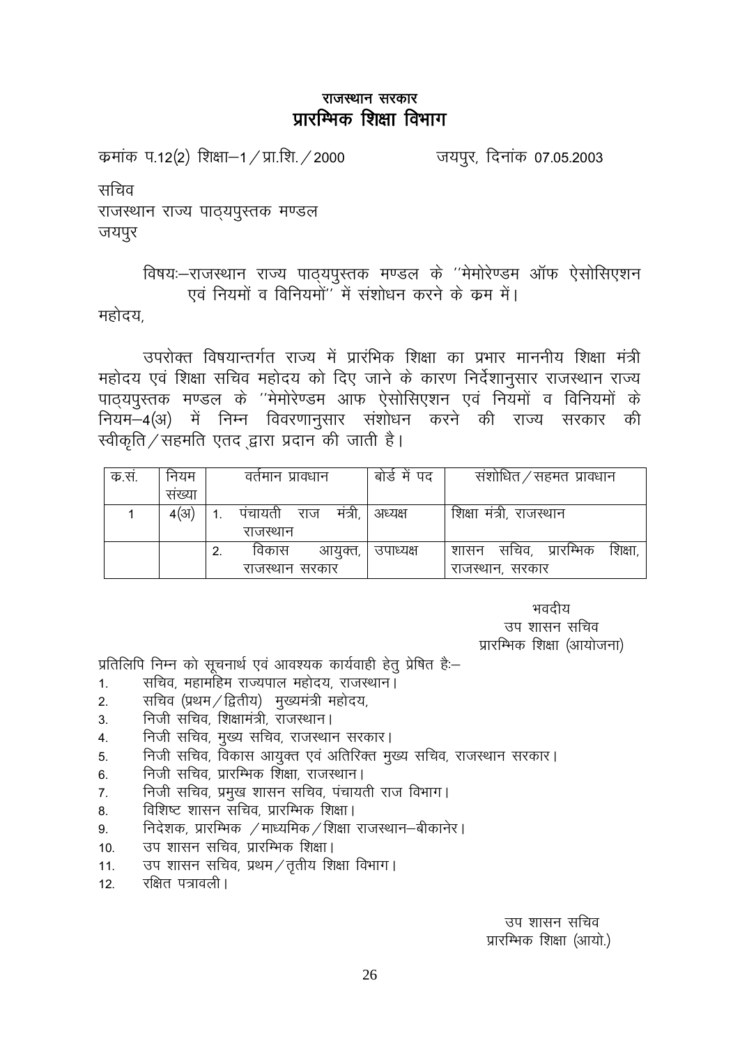# राजस्थान सरकार
## प्रारम्भिक शिक्षा विभाग

कमांक प.12(2) शिक्षा–1/प्रा.शि./2000 जयपुर, दिनांक 07.05.2003

सचिव
राजस्थान राज्य पाठ्यपुस्तक मण्डल
जयपुर

विषयः–राजस्थान राज्य पाठ्यपुस्तक मण्डल के ''मेमोरेण्डम ऑफ ऐसोसिएशन एवं नियमों व विनियमों'' में संशोधन करने के कम में।

महोदय,

उपरोक्त विषयान्तर्गत राज्य में प्रारंभिक शिक्षा का प्रभार माननीय शिक्षा मंत्री महोदय एवं शिक्षा सचिव महोदय को दिए जाने के कारण निर्देशानुसार राजस्थान राज्य पाठ्यपुस्तक मण्डल के ''मेमोरेण्डम आफ ऐसोसिएशन एवं नियमों व विनियमों के नियम–4(अ) में निम्न विवरणानुसार संशोधन करने की राज्य सरकार की स्वीकृति/सहमति एतद् द्वारा प्रदान की जाती है।

| क.सं. | नियम संख्या | वर्तमान प्रावधान | बोर्ड में पद | संशोधित/सहमत प्रावधान |
|---|---|---|---|---|
| 1 | 4(अ) | 1. पंचायती राज मंत्री, राजस्थान | अध्यक्ष | शिक्षा मंत्री, राजस्थान |
| | | 2. विकास आयुक्त, राजस्थान सरकार | उपाध्यक्ष | शासन सचिव, प्रारम्भिक शिक्षा, राजस्थान, सरकार |

भवदीय
उप शासन सचिव
प्रारम्भिक शिक्षा (आयोजना)

प्रतिलिपि निम्न को सूचनार्थ एवं आवश्यक कार्यवाही हेतु प्रेषित है:–

1. सचिव, महामहिम राज्यपाल महोदय, राजस्थान।
2. सचिव (प्रथम/द्वितीय) मुख्यमंत्री महोदय,
3. निजी सचिव, शिक्षामंत्री, राजस्थान।
4. निजी सचिव, मुख्य सचिव, राजस्थान सरकार।
5. निजी सचिव, विकास आयुक्त एवं अतिरिक्त मुख्य सचिव, राजस्थान सरकार।
6. निजी सचिव, प्रारम्भिक शिक्षा, राजस्थान।
7. निजी सचिव, प्रमुख शासन सचिव, पंचायती राज विभाग।
8. विशिष्ट शासन सचिव, प्रारम्भिक शिक्षा।
9. निदेशक, प्रारम्भिक /माध्यमिक/शिक्षा राजस्थान–बीकानेर।
10. उप शासन सचिव, प्रारम्भिक शिक्षा।
11. उप शासन सचिव, प्रथम/तृतीय शिक्षा विभाग।
12. रक्षित पत्रावली।

उप शासन सचिव
प्रारम्भिक शिक्षा (आयो.)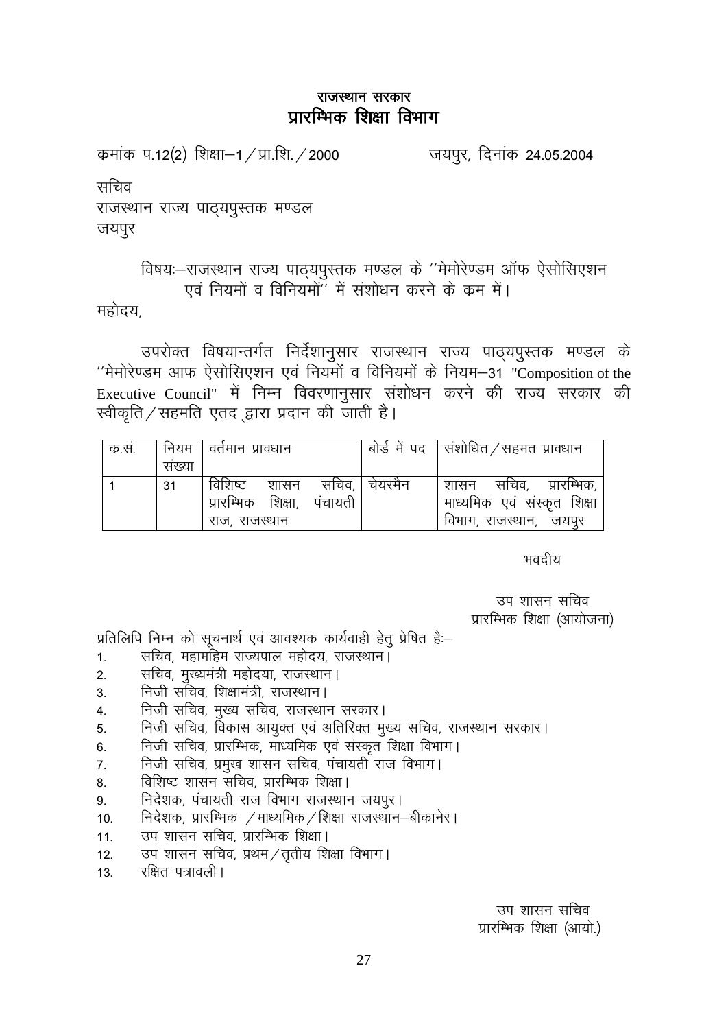# राजस्थान सरकार
## प्रारम्भिक शिक्षा विभाग

कमांक प.12(2) शिक्षा–1 / प्रा.शि. / 2000 जयपुर, दिनांक 24.05.2004

सचिव
राजस्थान राज्य पाठ्यपुस्तक मण्डल
जयपुर

विषयः–राजस्थान राज्य पाठ्यपुस्तक मण्डल के ''मेमोरेण्डम ऑफ ऐसोसिएशन एवं नियमों व विनियमों'' में संशोधन करने के कम में।

महोदय,

उपरोक्त विषयान्तर्गत निर्देशानुसार राजस्थान राज्य पाठ्यपुस्तक मण्डल के ''मेमोरेण्डम आफ ऐसोसिएशन एवं नियमों व विनियमों के नियम–31 "Composition of the Executive Council" में निम्न विवरणानुसार संशोधन करने की राज्य सरकार की स्वीकृति / सहमति एतद् द्वारा प्रदान की जाती है।

| क.सं. | नियम संख्या | वर्तमान प्रावधान | बोर्ड में पद | संशोधित / सहमत प्रावधान |
|---|---|---|---|---|
| 1 | 31 | विशिष्ट शासन सचिव, प्रारम्भिक शिक्षा, पंचायती राज, राजस्थान | चेयरमैन | शासन सचिव, प्रारम्भिक, माध्यमिक एवं संस्कृत शिक्षा विभाग, राजस्थान, जयपुर |

भवदीय

उप शासन सचिव
प्रारम्भिक शिक्षा (आयोजना)

प्रतिलिपि निम्न को सूचनार्थ एवं आवश्यक कार्यवाही हेतु प्रेषित हैः–

1. सचिव, महामहिम राज्यपाल महोदय, राजस्थान।
2. सचिव, मुख्यमंत्री महोदया, राजस्थान।
3. निजी सचिव, शिक्षामंत्री, राजस्थान।
4. निजी सचिव, मुख्य सचिव, राजस्थान सरकार।
5. निजी सचिव, विकास आयुक्त एवं अतिरिक्त मुख्य सचिव, राजस्थान सरकार।
6. निजी सचिव, प्रारम्भिक, माध्यमिक एवं संस्कृत शिक्षा विभाग।
7. निजी सचिव, प्रमुख शासन सचिव, पंचायती राज विभाग।
8. विशिष्ट शासन सचिव, प्रारम्भिक शिक्षा।
9. निदेशक, पंचायती राज विभाग राजस्थान जयपुर।
10. निदेशक, प्रारम्भिक / माध्यमिक / शिक्षा राजस्थान–बीकानेर।
11. उप शासन सचिव, प्रारम्भिक शिक्षा।
12. उप शासन सचिव, प्रथम / तृतीय शिक्षा विभाग।
13. रक्षित पत्रावली।

उप शासन सचिव
प्रारम्भिक शिक्षा (आयो.)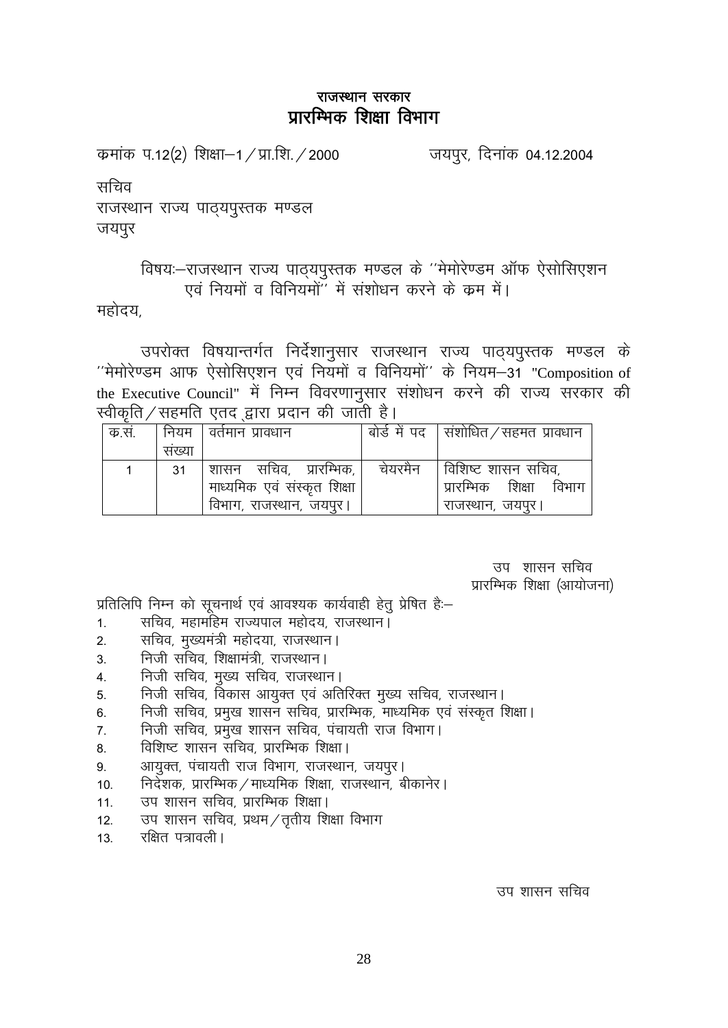## राजस्थान सरकार
# प्रारम्भिक शिक्षा विभाग

कमांक प.12(2) शिक्षा–1 / प्रा.शि. / 2000 जयपुर, दिनांक 04.12.2004

सचिव
राजस्थान राज्य पाठ्यपुस्तक मण्डल
जयपुर

विषयः–राजस्थान राज्य पाठ्यपुस्तक मण्डल के ''मेमोरेण्डम ऑफ ऐसोसिएशन एवं नियमों व विनियमों'' में संशोधन करने के कम में।

महोदय,

उपरोक्त विषयान्तर्गत निर्देशानुसार राजस्थान राज्य पाठ्यपुस्तक मण्डल के ''मेमोरेण्डम आफ ऐसोसिएशन एवं नियमों व विनियमों'' के नियम–31 "Composition of the Executive Council" में निम्न विवरणानुसार संशोधन करने की राज्य सरकार की स्वीकृति / सहमति एतद् द्वारा प्रदान की जाती है।

| क.सं. | नियम संख्या | वर्तमान प्रावधान | बोर्ड में पद | संशोधित / सहमत प्रावधान |
|---|---|---|---|---|
| 1 | 31 | शासन सचिव, प्रारम्भिक, माध्यमिक एवं संस्कृत शिक्षा विभाग, राजस्थान, जयपुर। | चेयरमैन | विशिष्ट शासन सचिव, प्रारम्भिक शिक्षा विभाग राजस्थान, जयपुर। |

उप शासन सचिव
प्रारम्भिक शिक्षा (आयोजना)

प्रतिलिपि निम्न को सूचनार्थ एवं आवश्यक कार्यवाही हेतु प्रेषित हैः–

1. सचिव, महामहिम राज्यपाल महोदय, राजस्थान।
2. सचिव, मुख्यमंत्री महोदया, राजस्थान।
3. निजी सचिव, शिक्षामंत्री, राजस्थान।
4. निजी सचिव, मुख्य सचिव, राजस्थान।
5. निजी सचिव, विकास आयुक्त एवं अतिरिक्त मुख्य सचिव, राजस्थान।
6. निजी सचिव, प्रमुख शासन सचिव, प्रारम्भिक, माध्यमिक एवं संस्कृत शिक्षा।
7. निजी सचिव, प्रमुख शासन सचिव, पंचायती राज विभाग।
8. विशिष्ट शासन सचिव, प्रारम्भिक शिक्षा।
9. आयुक्त, पंचायती राज विभाग, राजस्थान, जयपुर।
10. निदेशक, प्रारम्भिक / माध्यमिक शिक्षा, राजस्थान, बीकानेर।
11. उप शासन सचिव, प्रारम्भिक शिक्षा।
12. उप शासन सचिव, प्रथम / तृतीय शिक्षा विभाग
13. रक्षित पत्रावली।

उप शासन सचिव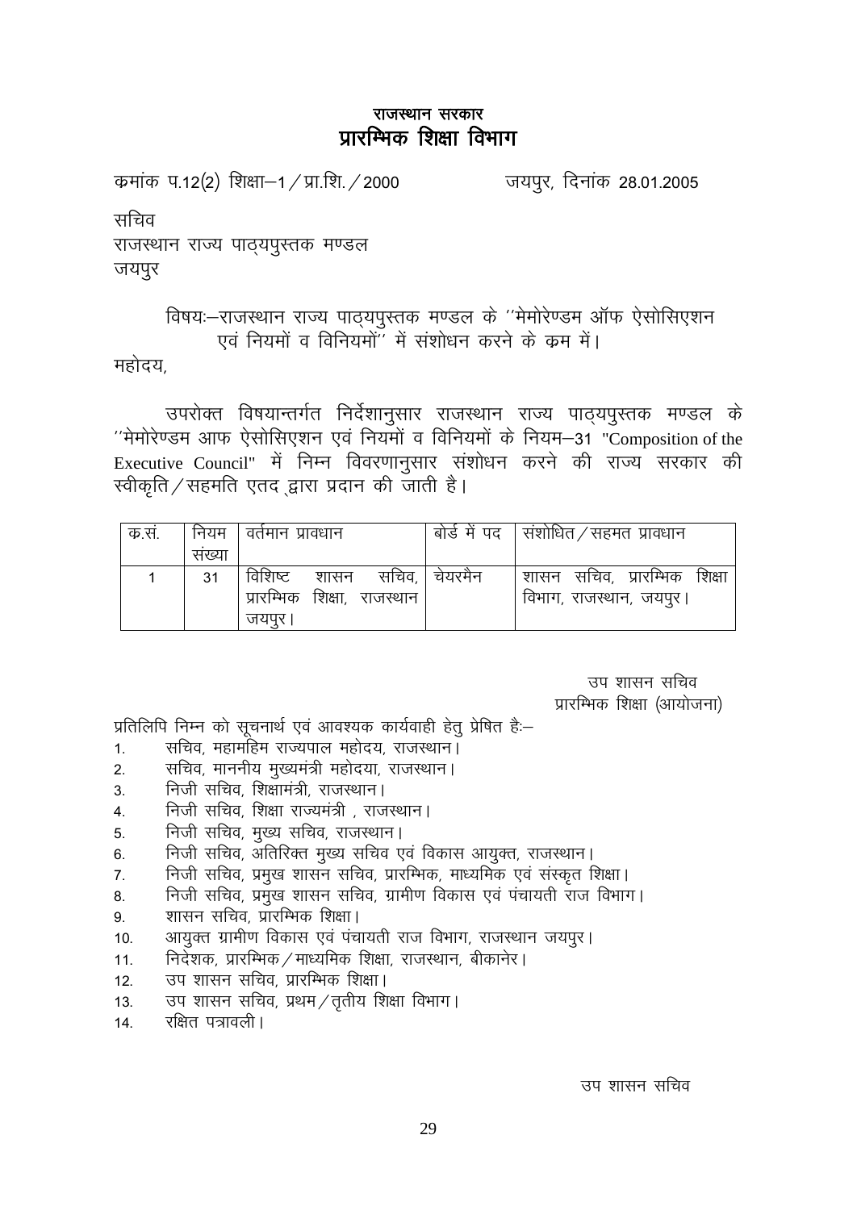# राजस्थान सरकार
## प्रारम्भिक शिक्षा विभाग

क्रमांक प.12(2) शिक्षा–1/प्रा.शि./2000 जयपुर, दिनांक 28.01.2005

सचिव
राजस्थान राज्य पाठ्यपुस्तक मण्डल
जयपुर

विषयः–राजस्थान राज्य पाठ्यपुस्तक मण्डल के ''मेमोरेण्डम ऑफ ऐसोसिएशन एवं नियमों व विनियमों'' में संशोधन करने के क्रम में।

महोदय,

उपरोक्त विषयान्तर्गत निर्देशानुसार राजस्थान राज्य पाठ्यपुस्तक मण्डल के ''मेमोरेण्डम आफ ऐसोसिएशन एवं नियमों व विनियमों के नियम–31 "Composition of the Executive Council" में निम्न विवरणानुसार संशोधन करने की राज्य सरकार की स्वीकृति/सहमति एतद् द्वारा प्रदान की जाती है।

| क.सं. | नियम संख्या | वर्तमान प्रावधान | बोर्ड में पद | संशोधित/सहमत प्रावधान |
|---|---|---|---|---|
| 1 | 31 | विशिष्ट शासन सचिव, प्रारम्भिक शिक्षा, राजस्थान जयपुर। | चेयरमैन | शासन सचिव, प्रारम्भिक शिक्षा विभाग, राजस्थान, जयपुर। |

उप शासन सचिव
प्रारम्भिक शिक्षा (आयोजना)

प्रतिलिपि निम्न को सूचनार्थ एवं आवश्यक कार्यवाही हेतु प्रेषित हैः–

1. सचिव, महामहिम राज्यपाल महोदय, राजस्थान।
2. सचिव, माननीय मुख्यमंत्री महोदया, राजस्थान।
3. निजी सचिव, शिक्षामंत्री, राजस्थान।
4. निजी सचिव, शिक्षा राज्यमंत्री , राजस्थान।
5. निजी सचिव, मुख्य सचिव, राजस्थान।
6. निजी सचिव, अतिरिक्त मुख्य सचिव एवं विकास आयुक्त, राजस्थान।
7. निजी सचिव, प्रमुख शासन सचिव, प्रारम्भिक, माध्यमिक एवं संस्कृत शिक्षा।
8. निजी सचिव, प्रमुख शासन सचिव, ग्रामीण विकास एवं पंचायती राज विभाग।
9. शासन सचिव, प्रारम्भिक शिक्षा।
10. आयुक्त ग्रामीण विकास एवं पंचायती राज विभाग, राजस्थान जयपुर।
11. निदेशक, प्रारम्भिक/माध्यमिक शिक्षा, राजस्थान, बीकानेर।
12. उप शासन सचिव, प्रारम्भिक शिक्षा।
13. उप शासन सचिव, प्रथम/तृतीय शिक्षा विभाग।
14. रक्षित पत्रावली।

उप शासन सचिव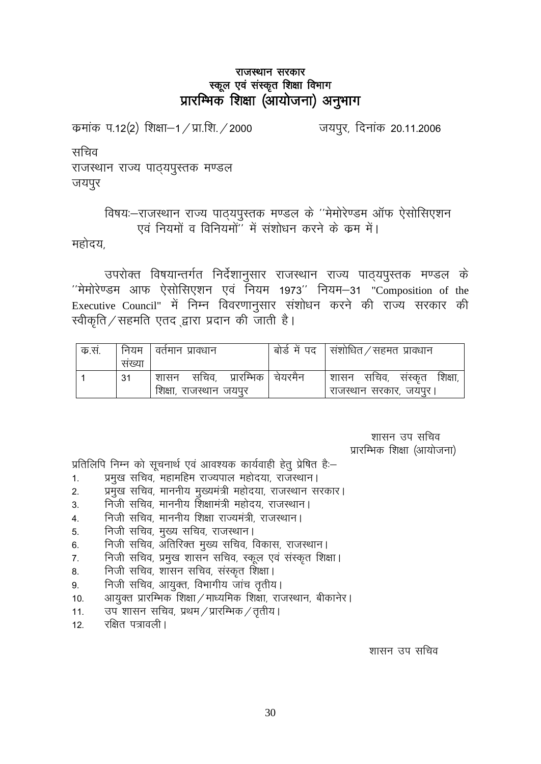# राजस्थान सरकार
## स्कूल एवं संस्कृत शिक्षा विभाग
# प्रारम्भिक शिक्षा (आयोजना) अनुभाग

कमांक प.12(2) शिक्षा–1/प्रा.शि./2000 जयपुर, दिनांक 20.11.2006

सचिव
राजस्थान राज्य पाठ्यपुस्तक मण्डल
जयपुर

विषयः–राजस्थान राज्य पाठ्यपुस्तक मण्डल के ''मेमोरेण्डम ऑफ ऐसोसिएशन एवं नियमों व विनियमों'' में संशोधन करने के कम में।

महोदय,

उपरोक्त विषयान्तर्गत निर्देशानुसार राजस्थान राज्य पाठ्यपुस्तक मण्डल के ''मेमोरेण्डम आफ ऐसोसिएशन एवं नियम 1973'' नियम–31 "Composition of the Executive Council" में निम्न विवरणानुसार संशोधन करने की राज्य सरकार की स्वीकृति/सहमति एतद् द्वारा प्रदान की जाती है।

| क.सं. | नियम संख्या | वर्तमान प्रावधान | बोर्ड में पद | संशोधित/सहमत प्रावधान |
|---|---|---|---|---|
| 1 | 31 | शासन सचिव, प्रारम्भिक शिक्षा, राजस्थान जयपुर | चेयरमैन | शासन सचिव, संस्कृत शिक्षा, राजस्थान सरकार, जयपुर। |

शासन उप सचिव
प्रारम्भिक शिक्षा (आयोजना)

प्रतिलिपि निम्न को सूचनार्थ एवं आवश्यक कार्यवाही हेतु प्रेषित हैः–

1. प्रमुख सचिव, महामहिम राज्यपाल महोदया, राजस्थान।
2. प्रमुख सचिव, माननीय मुख्यमंत्री महोदया, राजस्थान सरकार।
3. निजी सचिव, माननीय शिक्षामंत्री महोदय, राजस्थान।
4. निजी सचिव, माननीय शिक्षा राज्यमंत्री, राजस्थान।
5. निजी सचिव, मुख्य सचिव, राजस्थान।
6. निजी सचिव, अतिरिक्त मुख्य सचिव, विकास, राजस्थान।
7. निजी सचिव, प्रमुख शासन सचिव, स्कूल एवं संस्कृत शिक्षा।
8. निजी सचिव, शासन सचिव, संस्कृत शिक्षा।
9. निजी सचिव, आयुक्त, विभागीय जांच तृतीय।
10. आयुक्त प्रारम्भिक शिक्षा/माध्यमिक शिक्षा, राजस्थान, बीकानेर।
11. उप शासन सचिव, प्रथम/प्रारम्भिक/तृतीय।
12. रक्षित पत्रावली।

शासन उप सचिव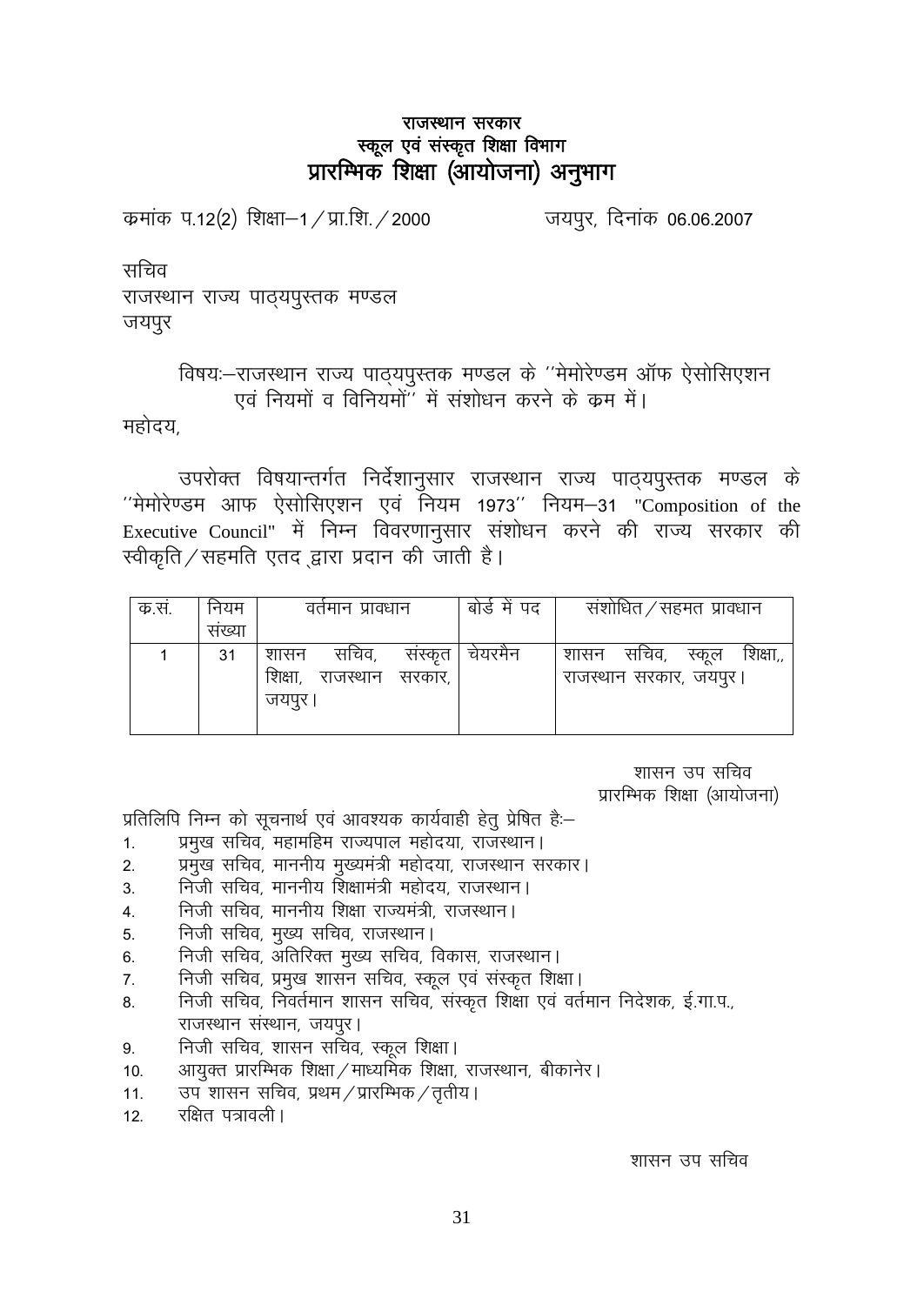# राजस्थान सरकार
## स्कूल एवं संस्कृत शिक्षा विभाग
## प्रारम्भिक शिक्षा (आयोजना) अनुभाग

कमांक प.12(2) शिक्षा–1/प्रा.शि./2000 जयपुर, दिनांक 06.06.2007

सचिव
राजस्थान राज्य पाठ्यपुस्तक मण्डल
जयपुर

विषयः–राजस्थान राज्य पाठ्यपुस्तक मण्डल के ''मेमोरेण्डम ऑफ ऐसोसिएशन एवं नियमों व विनियमों'' में संशोधन करने के क्रम में।

महोदय,

उपरोक्त विषयान्तर्गत निर्देशानुसार राजस्थान राज्य पाठ्यपुस्तक मण्डल के ''मेमोरेण्डम आफ ऐसोसिएशन एवं नियम 1973'' नियम–31 "Composition of the Executive Council" में निम्न विवरणानुसार संशोधन करने की राज्य सरकार की स्वीकृति/सहमति एतद्‌ द्वारा प्रदान की जाती है।

| क.सं. | नियम संख्या | वर्तमान प्रावधान | बोर्ड में पद | संशोधित/सहमत प्रावधान |
|---|---|---|---|---|
| 1 | 31 | शासन सचिव, संस्कृत शिक्षा, राजस्थान सरकार, जयपुर। | चेयरमैन | शासन सचिव, स्कूल शिक्षा,, राजस्थान सरकार, जयपुर। |

शासन उप सचिव
प्रारम्भिक शिक्षा (आयोजना)

प्रतिलिपि निम्न को सूचनार्थ एवं आवश्यक कार्यवाही हेतु प्रेषित हैः–

1. प्रमुख सचिव, महामहिम राज्यपाल महोदया, राजस्थान।
2. प्रमुख सचिव, माननीय मुख्यमंत्री महोदया, राजस्थान सरकार।
3. निजी सचिव, माननीय शिक्षामंत्री महोदय, राजस्थान।
4. निजी सचिव, माननीय शिक्षा राज्यमंत्री, राजस्थान।
5. निजी सचिव, मुख्य सचिव, राजस्थान।
6. निजी सचिव, अतिरिक्त मुख्य सचिव, विकास, राजस्थान।
7. निजी सचिव, प्रमुख शासन सचिव, स्कूल एवं संस्कृत शिक्षा।
8. निजी सचिव, निवर्तमान शासन सचिव, संस्कृत शिक्षा एवं वर्तमान निदेशक, ई.गा.प., राजस्थान संस्थान, जयपुर।
9. निजी सचिव, शासन सचिव, स्कूल शिक्षा।
10. आयुक्त प्रारम्भिक शिक्षा/माध्यमिक शिक्षा, राजस्थान, बीकानेर।
11. उप शासन सचिव, प्रथम/प्रारम्भिक/तृतीय।
12. रक्षित पत्रावली।

शासन उप सचिव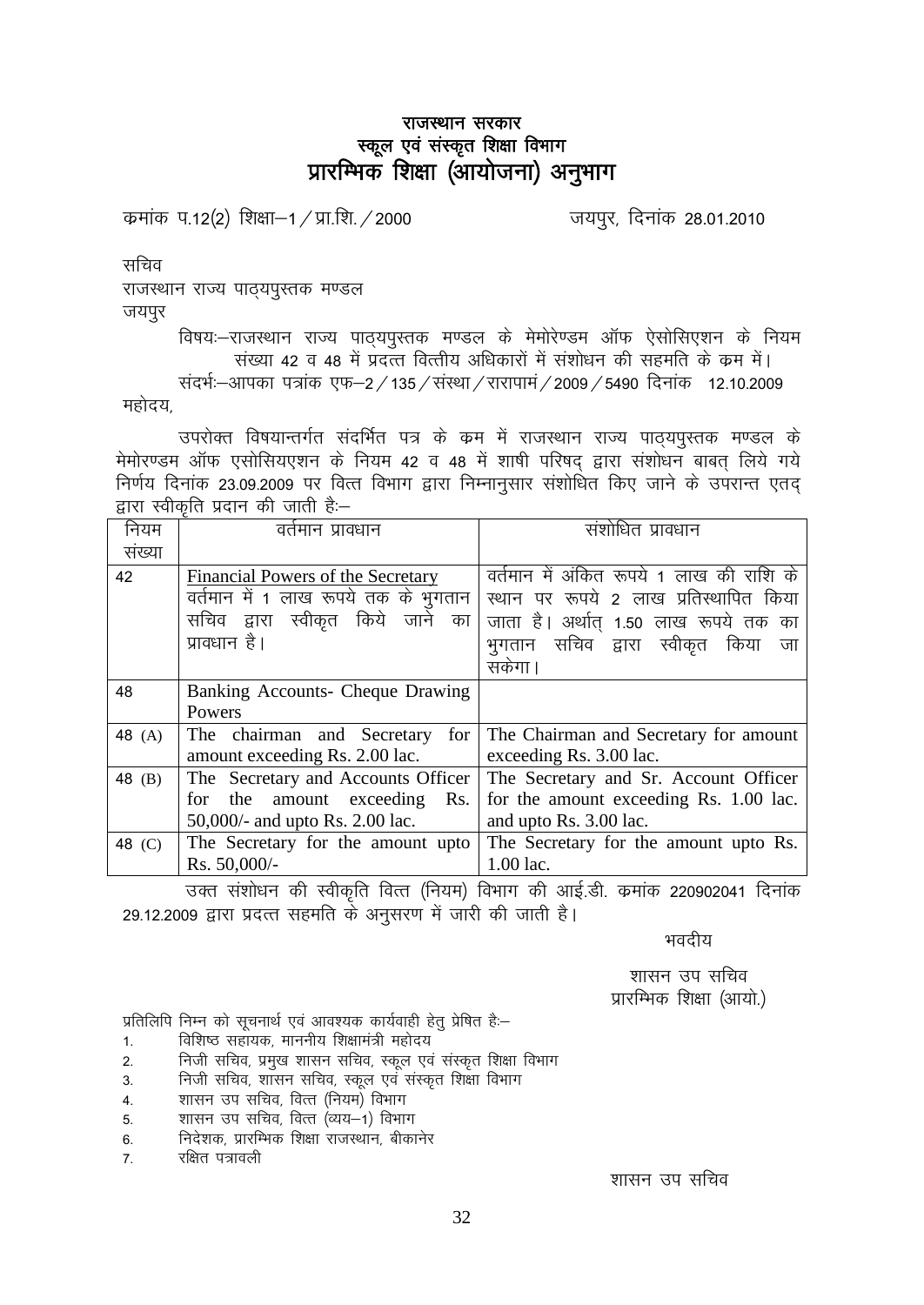# राजस्थान सरकार
## स्कूल एवं संस्कृत शिक्षा विभाग
## प्रारम्भिक शिक्षा (आयोजना) अनुभाग

क्रमांक प.12(2) शिक्षा–1 / प्रा.शि. / 2000 जयपुर, दिनांक 28.01.2010

सचिव
राजस्थान राज्य पाठ्यपुस्तक मण्डल
जयपुर

विषयः–राजस्थान राज्य पाठ्यपुस्तक मण्डल के मेमोरेण्डम ऑफ ऐसोसिएशन के नियम संख्या 42 व 48 में प्रदत्त वित्तीय अधिकारों में संशोधन की सहमति के क्रम में।

संदर्भः–आपका पत्रांक एफ–2 / 135 / संस्था / रारापामं / 2009 / 5490 दिनांक 12.10.2009

महोदय,

उपरोक्त विषयान्तर्गत संदर्भित पत्र के क्रम में राजस्थान राज्य पाठ्यपुस्तक मण्डल के मेमोरण्डम ऑफ एसोसियएशन के नियम 42 व 48 में शाषी परिषद् द्वारा संशोधन बाबत् लिये गये निर्णय दिनांक 23.09.2009 पर वित्त विभाग द्वारा निम्नानुसार संशोधित किए जाने के उपरान्त एतद् द्वारा स्वीकृति प्रदान की जाती हैः–

| नियम संख्या | वर्तमान प्रावधान | संशोधित प्रावधान |
|---|---|---|
| 42 | Financial Powers of the Secretary<br>वर्तमान में 1 लाख रूपये तक के भुगतान सचिव द्वारा स्वीकृत किये जाने का प्रावधान है। | वर्तमान में अंकित रूपये 1 लाख की राशि के स्थान पर रूपये 2 लाख प्रतिस्थापित किया जाता है। अर्थात् 1.50 लाख रूपये तक का भुगतान सचिव द्वारा स्वीकृत किया जा सकेगा। |
| 48 | Banking Accounts- Cheque Drawing Powers | |
| 48 (A) | The chairman and Secretary for amount exceeding Rs. 2.00 lac. | The Chairman and Secretary for amount exceeding Rs. 3.00 lac. |
| 48 (B) | The Secretary and Accounts Officer for the amount exceeding Rs. 50,000/- and upto Rs. 2.00 lac. | The Secretary and Sr. Account Officer for the amount exceeding Rs. 1.00 lac. and upto Rs. 3.00 lac. |
| 48 (C) | The Secretary for the amount upto Rs. 50,000/- | The Secretary for the amount upto Rs. 1.00 lac. |

उक्त संशोधन की स्वीकृति वित्त (नियम) विभाग की आई.डी. क्रमांक 220902041 दिनांक 29.12.2009 द्वारा प्रदत्त सहमति के अनुसरण में जारी की जाती है।

भवदीय

शासन उप सचिव
प्रारम्भिक शिक्षा (आयो.)

प्रतिलिपि निम्न को सूचनार्थ एवं आवश्यक कार्यवाही हेतु प्रेषित हैः–

1. विशिष्ठ सहायक, माननीय शिक्षामंत्री महोदय
2. निजी सचिव, प्रमुख शासन सचिव, स्कूल एवं संस्कृत शिक्षा विभाग
3. निजी सचिव, शासन सचिव, स्कूल एवं संस्कृत शिक्षा विभाग
4. शासन उप सचिव, वित्त (नियम) विभाग
5. शासन उप सचिव, वित्त (व्यय–1) विभाग
6. निदेशक, प्रारम्भिक शिक्षा राजस्थान, बीकानेर
7. रक्षित पत्रावली

शासन उप सचिव